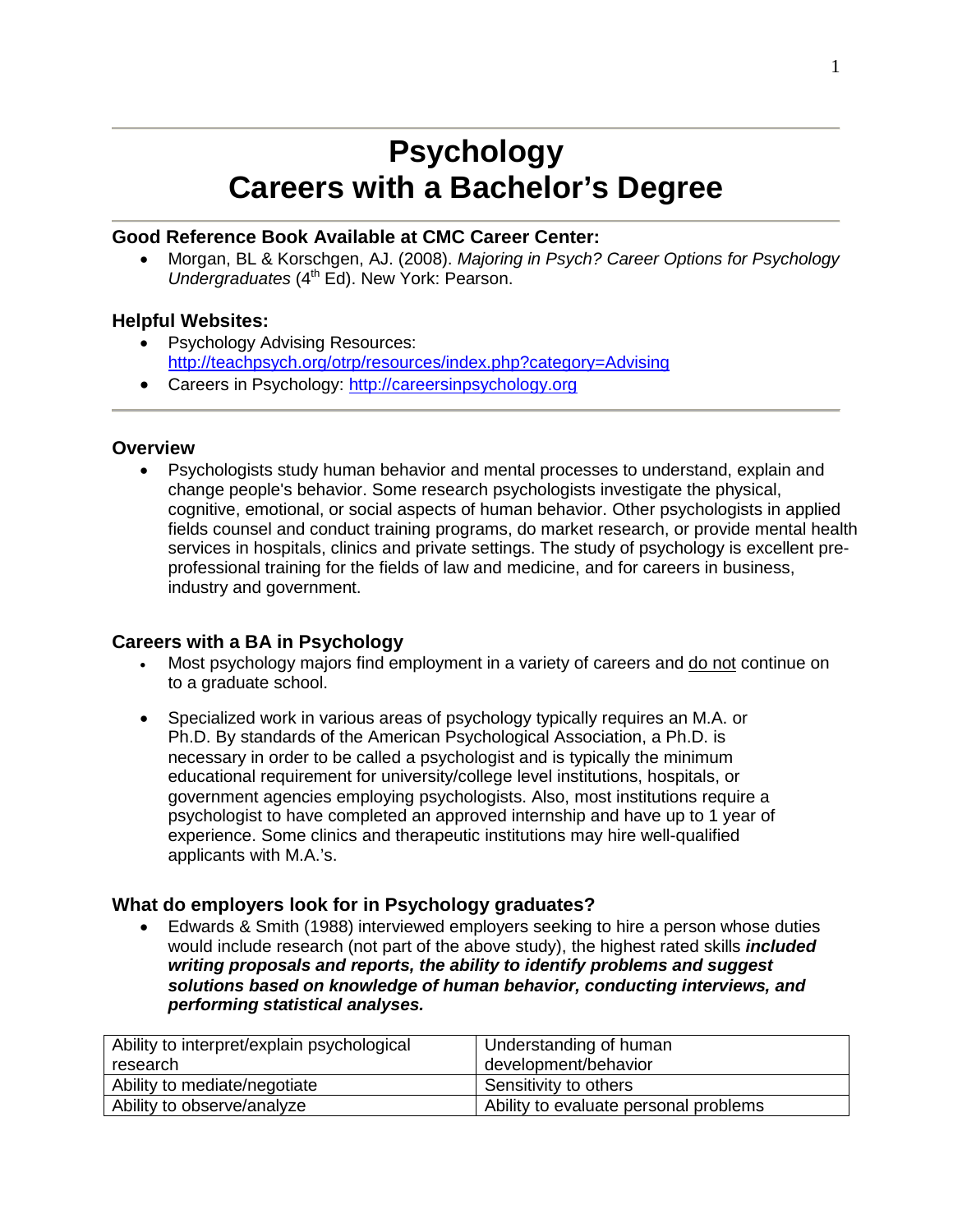# Psychology
# Careers with a Bachelor's Degree

### Good Reference Book Available at CMC Career Center:

- Morgan, BL & Korschgen, AJ. (2008). *Majoring in Psych? Career Options for Psychology Undergraduates* (4th Ed). New York: Pearson.

### Helpful Websites:

- Psychology Advising Resources: http://teachpsych.org/otrp/resources/index.php?category=Advising
- Careers in Psychology: http://careersinpsychology.org

### Overview

- Psychologists study human behavior and mental processes to understand, explain and change people's behavior. Some research psychologists investigate the physical, cognitive, emotional, or social aspects of human behavior. Other psychologists in applied fields counsel and conduct training programs, do market research, or provide mental health services in hospitals, clinics and private settings. The study of psychology is excellent pre-professional training for the fields of law and medicine, and for careers in business, industry and government.

### Careers with a BA in Psychology

- Most psychology majors find employment in a variety of careers and do not continue on to a graduate school.
- Specialized work in various areas of psychology typically requires an M.A. or Ph.D. By standards of the American Psychological Association, a Ph.D. is necessary in order to be called a psychologist and is typically the minimum educational requirement for university/college level institutions, hospitals, or government agencies employing psychologists. Also, most institutions require a psychologist to have completed an approved internship and have up to 1 year of experience. Some clinics and therapeutic institutions may hire well-qualified applicants with M.A.'s.

### What do employers look for in Psychology graduates?

- Edwards & Smith (1988) interviewed employers seeking to hire a person whose duties would include research (not part of the above study), the highest rated skills ***included writing proposals and reports, the ability to identify problems and suggest solutions based on knowledge of human behavior, conducting interviews, and performing statistical analyses.***

| Ability to interpret/explain psychological research | Understanding of human development/behavior |
|---|---|
| Ability to mediate/negotiate | Sensitivity to others |
| Ability to observe/analyze | Ability to evaluate personal problems |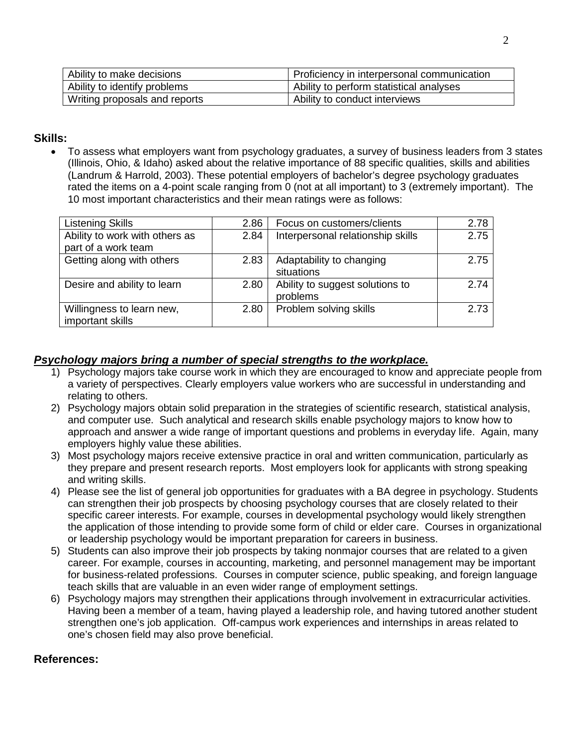| Ability to make decisions | Proficiency in interpersonal communication |
|---|---|
| Ability to identify problems | Ability to perform statistical analyses |
| Writing proposals and reports | Ability to conduct interviews |

**Skills:**

- To assess what employers want from psychology graduates, a survey of business leaders from 3 states (Illinois, Ohio, & Idaho) asked about the relative importance of 88 specific qualities, skills and abilities (Landrum & Harrold, 2003). These potential employers of bachelor's degree psychology graduates rated the items on a 4-point scale ranging from 0 (not at all important) to 3 (extremely important). The 10 most important characteristics and their mean ratings were as follows:

| Listening Skills | 2.86 | Focus on customers/clients | 2.78 |
|---|---|---|---|
| Ability to work with others as part of a work team | 2.84 | Interpersonal relationship skills | 2.75 |
| Getting along with others | 2.83 | Adaptability to changing situations | 2.75 |
| Desire and ability to learn | 2.80 | Ability to suggest solutions to problems | 2.74 |
| Willingness to learn new, important skills | 2.80 | Problem solving skills | 2.73 |

***Psychology majors bring a number of special strengths to the workplace.***

1) Psychology majors take course work in which they are encouraged to know and appreciate people from a variety of perspectives. Clearly employers value workers who are successful in understanding and relating to others.
2) Psychology majors obtain solid preparation in the strategies of scientific research, statistical analysis, and computer use. Such analytical and research skills enable psychology majors to know how to approach and answer a wide range of important questions and problems in everyday life. Again, many employers highly value these abilities.
3) Most psychology majors receive extensive practice in oral and written communication, particularly as they prepare and present research reports. Most employers look for applicants with strong speaking and writing skills.
4) Please see the list of general job opportunities for graduates with a BA degree in psychology. Students can strengthen their job prospects by choosing psychology courses that are closely related to their specific career interests. For example, courses in developmental psychology would likely strengthen the application of those intending to provide some form of child or elder care. Courses in organizational or leadership psychology would be important preparation for careers in business.
5) Students can also improve their job prospects by taking nonmajor courses that are related to a given career. For example, courses in accounting, marketing, and personnel management may be important for business-related professions. Courses in computer science, public speaking, and foreign language teach skills that are valuable in an even wider range of employment settings.
6) Psychology majors may strengthen their applications through involvement in extracurricular activities. Having been a member of a team, having played a leadership role, and having tutored another student strengthen one's job application. Off-campus work experiences and internships in areas related to one's chosen field may also prove beneficial.

**References:**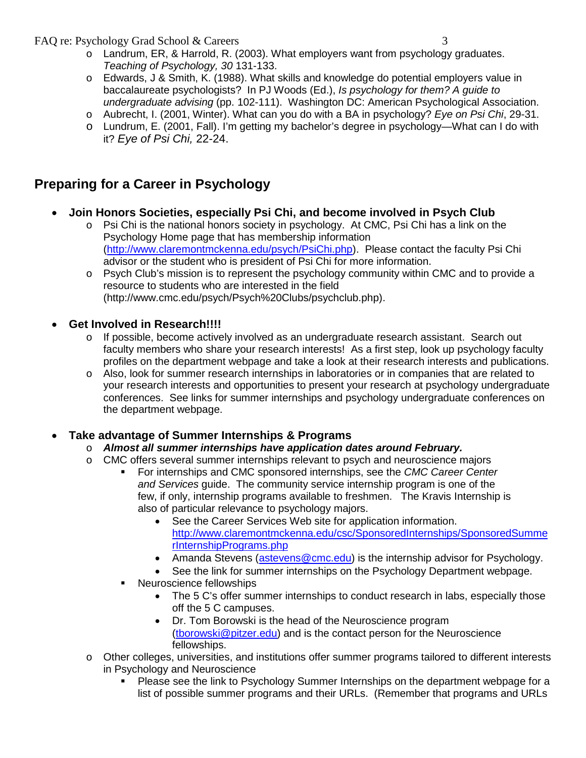- Landrum, ER, & Harrold, R. (2003). What employers want from psychology graduates. *Teaching of Psychology, 30* 131-133.
- Edwards, J & Smith, K. (1988). What skills and knowledge do potential employers value in baccalaureate psychologists? In PJ Woods (Ed.), *Is psychology for them? A guide to undergraduate advising* (pp. 102-111). Washington DC: American Psychological Association.
- Aubrecht, I. (2001, Winter). What can you do with a BA in psychology? *Eye on Psi Chi*, 29-31.
- Lundrum, E. (2001, Fall). I'm getting my bachelor's degree in psychology—What can I do with it? *Eye of Psi Chi,* 22-24.

## Preparing for a Career in Psychology

- **Join Honors Societies, especially Psi Chi, and become involved in Psych Club**
  - Psi Chi is the national honors society in psychology. At CMC, Psi Chi has a link on the Psychology Home page that has membership information (http://www.claremontmckenna.edu/psych/PsiChi.php). Please contact the faculty Psi Chi advisor or the student who is president of Psi Chi for more information.
  - Psych Club's mission is to represent the psychology community within CMC and to provide a resource to students who are interested in the field (http://www.cmc.edu/psych/Psych%20Clubs/psychclub.php).

- **Get Involved in Research!!!!**
  - If possible, become actively involved as an undergraduate research assistant. Search out faculty members who share your research interests! As a first step, look up psychology faculty profiles on the department webpage and take a look at their research interests and publications.
  - Also, look for summer research internships in laboratories or in companies that are related to your research interests and opportunities to present your research at psychology undergraduate conferences. See links for summer internships and psychology undergraduate conferences on the department webpage.

- **Take advantage of Summer Internships & Programs**
  - ***Almost all summer internships have application dates around February.***
  - CMC offers several summer internships relevant to psych and neuroscience majors
    - For internships and CMC sponsored internships, see the *CMC Career Center and Services* guide. The community service internship program is one of the few, if only, internship programs available to freshmen. The Kravis Internship is also of particular relevance to psychology majors.
      - See the Career Services Web site for application information. http://www.claremontmckenna.edu/csc/SponsoredInternships/SponsoredSummerInternshipPrograms.php
      - Amanda Stevens (astevens@cmc.edu) is the internship advisor for Psychology.
      - See the link for summer internships on the Psychology Department webpage.
    - Neuroscience fellowships
      - The 5 C's offer summer internships to conduct research in labs, especially those off the 5 C campuses.
      - Dr. Tom Borowski is the head of the Neuroscience program (tborowski@pitzer.edu) and is the contact person for the Neuroscience fellowships.
  - Other colleges, universities, and institutions offer summer programs tailored to different interests in Psychology and Neuroscience
    - Please see the link to Psychology Summer Internships on the department webpage for a list of possible summer programs and their URLs. (Remember that programs and URLs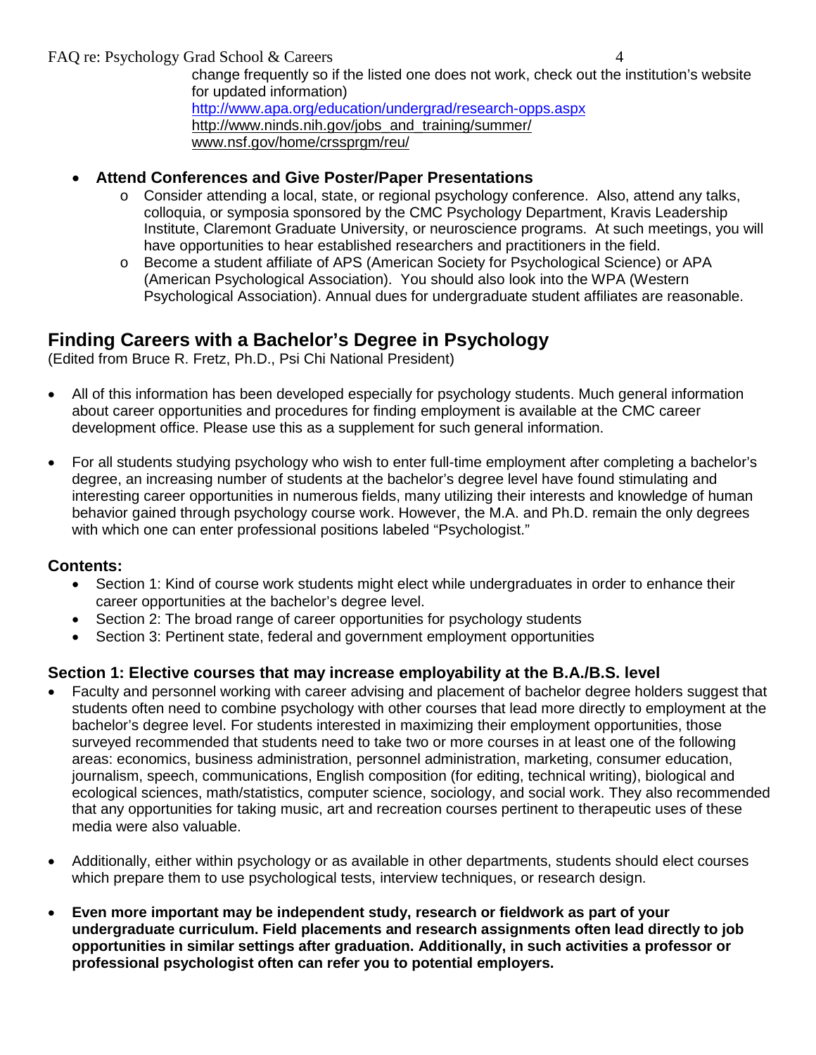change frequently so if the listed one does not work, check out the institution's website for updated information)
http://www.apa.org/education/undergrad/research-opps.aspx
http://www.ninds.nih.gov/jobs_and_training/summer/
www.nsf.gov/home/crssprgm/reu/

- **Attend Conferences and Give Poster/Paper Presentations**
  - Consider attending a local, state, or regional psychology conference. Also, attend any talks, colloquia, or symposia sponsored by the CMC Psychology Department, Kravis Leadership Institute, Claremont Graduate University, or neuroscience programs. At such meetings, you will have opportunities to hear established researchers and practitioners in the field.
  - Become a student affiliate of APS (American Society for Psychological Science) or APA (American Psychological Association). You should also look into the WPA (Western Psychological Association). Annual dues for undergraduate student affiliates are reasonable.

## Finding Careers with a Bachelor's Degree in Psychology

(Edited from Bruce R. Fretz, Ph.D., Psi Chi National President)

- All of this information has been developed especially for psychology students. Much general information about career opportunities and procedures for finding employment is available at the CMC career development office. Please use this as a supplement for such general information.

- For all students studying psychology who wish to enter full-time employment after completing a bachelor's degree, an increasing number of students at the bachelor's degree level have found stimulating and interesting career opportunities in numerous fields, many utilizing their interests and knowledge of human behavior gained through psychology course work. However, the M.A. and Ph.D. remain the only degrees with which one can enter professional positions labeled "Psychologist."

**Contents:**

- Section 1: Kind of course work students might elect while undergraduates in order to enhance their career opportunities at the bachelor's degree level.
- Section 2: The broad range of career opportunities for psychology students
- Section 3: Pertinent state, federal and government employment opportunities

### Section 1: Elective courses that may increase employability at the B.A./B.S. level

- Faculty and personnel working with career advising and placement of bachelor degree holders suggest that students often need to combine psychology with other courses that lead more directly to employment at the bachelor's degree level. For students interested in maximizing their employment opportunities, those surveyed recommended that students need to take two or more courses in at least one of the following areas: economics, business administration, personnel administration, marketing, consumer education, journalism, speech, communications, English composition (for editing, technical writing), biological and ecological sciences, math/statistics, computer science, sociology, and social work. They also recommended that any opportunities for taking music, art and recreation courses pertinent to therapeutic uses of these media were also valuable.

- Additionally, either within psychology or as available in other departments, students should elect courses which prepare them to use psychological tests, interview techniques, or research design.

- **Even more important may be independent study, research or fieldwork as part of your undergraduate curriculum. Field placements and research assignments often lead directly to job opportunities in similar settings after graduation. Additionally, in such activities a professor or professional psychologist often can refer you to potential employers.**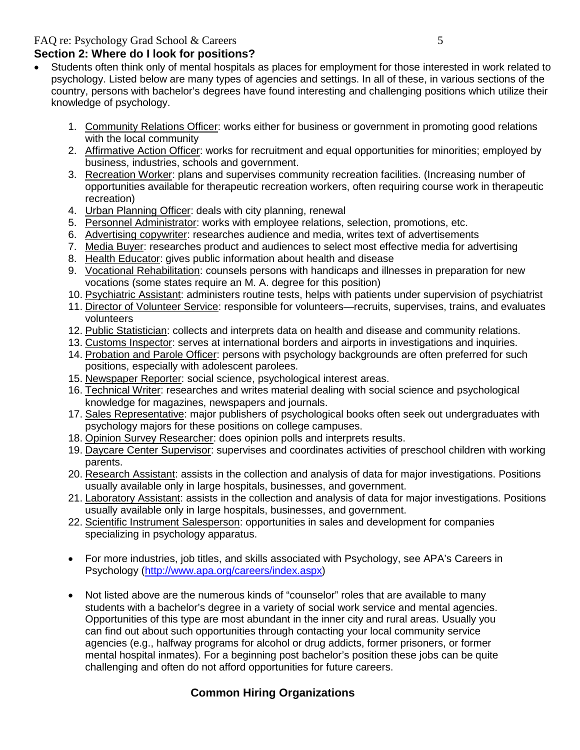## Section 2: Where do I look for positions?

- Students often think only of mental hospitals as places for employment for those interested in work related to psychology. Listed below are many types of agencies and settings. In all of these, in various sections of the country, persons with bachelor's degrees have found interesting and challenging positions which utilize their knowledge of psychology.

    1. Community Relations Officer: works either for business or government in promoting good relations with the local community
    2. Affirmative Action Officer: works for recruitment and equal opportunities for minorities; employed by business, industries, schools and government.
    3. Recreation Worker: plans and supervises community recreation facilities. (Increasing number of opportunities available for therapeutic recreation workers, often requiring course work in therapeutic recreation)
    4. Urban Planning Officer: deals with city planning, renewal
    5. Personnel Administrator: works with employee relations, selection, promotions, etc.
    6. Advertising copywriter: researches audience and media, writes text of advertisements
    7. Media Buyer: researches product and audiences to select most effective media for advertising
    8. Health Educator: gives public information about health and disease
    9. Vocational Rehabilitation: counsels persons with handicaps and illnesses in preparation for new vocations (some states require an M. A. degree for this position)
    10. Psychiatric Assistant: administers routine tests, helps with patients under supervision of psychiatrist
    11. Director of Volunteer Service: responsible for volunteers—recruits, supervises, trains, and evaluates volunteers
    12. Public Statistician: collects and interprets data on health and disease and community relations.
    13. Customs Inspector: serves at international borders and airports in investigations and inquiries.
    14. Probation and Parole Officer: persons with psychology backgrounds are often preferred for such positions, especially with adolescent parolees.
    15. Newspaper Reporter: social science, psychological interest areas.
    16. Technical Writer: researches and writes material dealing with social science and psychological knowledge for magazines, newspapers and journals.
    17. Sales Representative: major publishers of psychological books often seek out undergraduates with psychology majors for these positions on college campuses.
    18. Opinion Survey Researcher: does opinion polls and interprets results.
    19. Daycare Center Supervisor: supervises and coordinates activities of preschool children with working parents.
    20. Research Assistant: assists in the collection and analysis of data for major investigations. Positions usually available only in large hospitals, businesses, and government.
    21. Laboratory Assistant: assists in the collection and analysis of data for major investigations. Positions usually available only in large hospitals, businesses, and government.
    22. Scientific Instrument Salesperson: opportunities in sales and development for companies specializing in psychology apparatus.

    - For more industries, job titles, and skills associated with Psychology, see APA's Careers in Psychology (http://www.apa.org/careers/index.aspx)

    - Not listed above are the numerous kinds of "counselor" roles that are available to many students with a bachelor's degree in a variety of social work service and mental agencies. Opportunities of this type are most abundant in the inner city and rural areas. Usually you can find out about such opportunities through contacting your local community service agencies (e.g., halfway programs for alcohol or drug addicts, former prisoners, or former mental hospital inmates). For a beginning post bachelor's position these jobs can be quite challenging and often do not afford opportunities for future careers.

### Common Hiring Organizations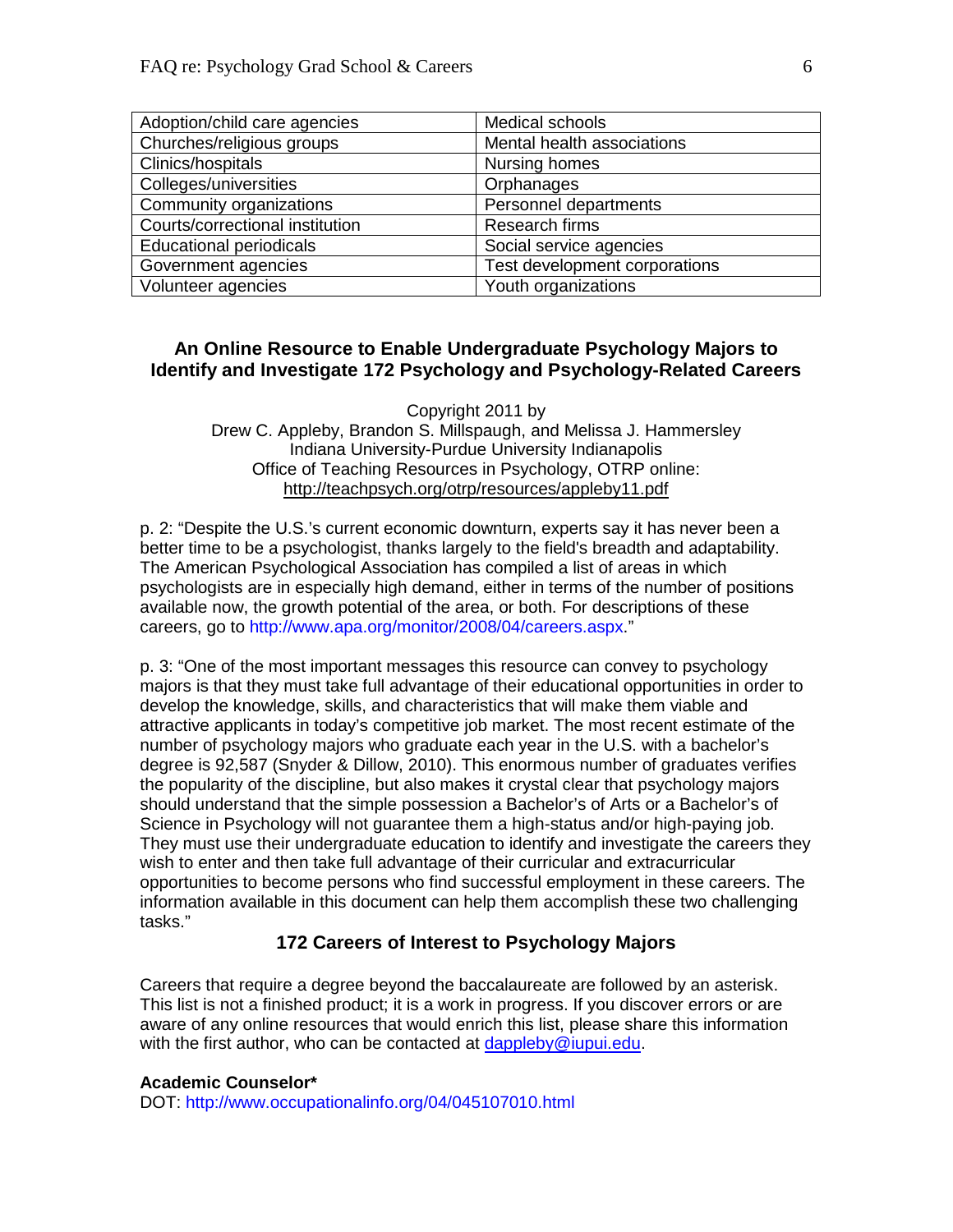| Adoption/child care agencies | Medical schools |
| --- | --- |
| Churches/religious groups | Mental health associations |
| Clinics/hospitals | Nursing homes |
| Colleges/universities | Orphanages |
| Community organizations | Personnel departments |
| Courts/correctional institution | Research firms |
| Educational periodicals | Social service agencies |
| Government agencies | Test development corporations |
| Volunteer agencies | Youth organizations |

## An Online Resource to Enable Undergraduate Psychology Majors to Identify and Investigate 172 Psychology and Psychology-Related Careers

Copyright 2011 by
Drew C. Appleby, Brandon S. Millspaugh, and Melissa J. Hammersley
Indiana University-Purdue University Indianapolis
Office of Teaching Resources in Psychology, OTRP online:
http://teachpsych.org/otrp/resources/appleby11.pdf

p. 2: "Despite the U.S.'s current economic downturn, experts say it has never been a better time to be a psychologist, thanks largely to the field's breadth and adaptability. The American Psychological Association has compiled a list of areas in which psychologists are in especially high demand, either in terms of the number of positions available now, the growth potential of the area, or both. For descriptions of these careers, go to http://www.apa.org/monitor/2008/04/careers.aspx."

p. 3: "One of the most important messages this resource can convey to psychology majors is that they must take full advantage of their educational opportunities in order to develop the knowledge, skills, and characteristics that will make them viable and attractive applicants in today's competitive job market. The most recent estimate of the number of psychology majors who graduate each year in the U.S. with a bachelor's degree is 92,587 (Snyder & Dillow, 2010). This enormous number of graduates verifies the popularity of the discipline, but also makes it crystal clear that psychology majors should understand that the simple possession a Bachelor's of Arts or a Bachelor's of Science in Psychology will not guarantee them a high-status and/or high-paying job. They must use their undergraduate education to identify and investigate the careers they wish to enter and then take full advantage of their curricular and extracurricular opportunities to become persons who find successful employment in these careers. The information available in this document can help them accomplish these two challenging tasks."

### 172 Careers of Interest to Psychology Majors

Careers that require a degree beyond the baccalaureate are followed by an asterisk. This list is not a finished product; it is a work in progress. If you discover errors or are aware of any online resources that would enrich this list, please share this information with the first author, who can be contacted at dappleby@iupui.edu.

**Academic Counselor***
DOT: http://www.occupationalinfo.org/04/045107010.html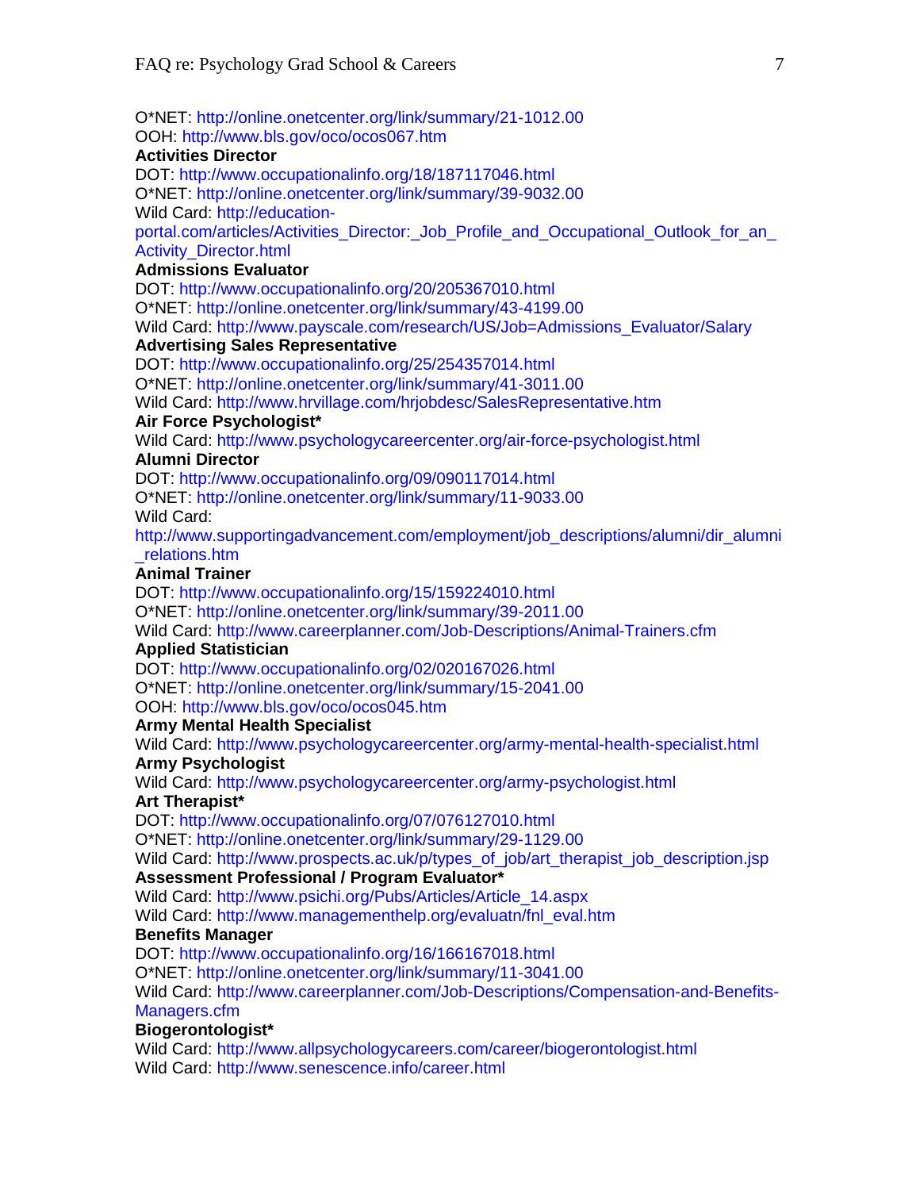O*NET: http://online.onetcenter.org/link/summary/21-1012.00
OOH: http://www.bls.gov/oco/ocos067.htm

**Activities Director**
DOT: http://www.occupationalinfo.org/18/187117046.html
O*NET: http://online.onetcenter.org/link/summary/39-9032.00
Wild Card: http://education-portal.com/articles/Activities_Director:_Job_Profile_and_Occupational_Outlook_for_an_Activity_Director.html

**Admissions Evaluator**
DOT: http://www.occupationalinfo.org/20/205367010.html
O*NET: http://online.onetcenter.org/link/summary/43-4199.00
Wild Card: http://www.payscale.com/research/US/Job=Admissions_Evaluator/Salary

**Advertising Sales Representative**
DOT: http://www.occupationalinfo.org/25/254357014.html
O*NET: http://online.onetcenter.org/link/summary/41-3011.00
Wild Card: http://www.hrvillage.com/hrjobdesc/SalesRepresentative.htm

**Air Force Psychologist***
Wild Card: http://www.psychologycareercenter.org/air-force-psychologist.html

**Alumni Director**
DOT: http://www.occupationalinfo.org/09/090117014.html
O*NET: http://online.onetcenter.org/link/summary/11-9033.00
Wild Card: http://www.supportingadvancement.com/employment/job_descriptions/alumni/dir_alumni_relations.htm

**Animal Trainer**
DOT: http://www.occupationalinfo.org/15/159224010.html
O*NET: http://online.onetcenter.org/link/summary/39-2011.00
Wild Card: http://www.careerplanner.com/Job-Descriptions/Animal-Trainers.cfm

**Applied Statistician**
DOT: http://www.occupationalinfo.org/02/020167026.html
O*NET: http://online.onetcenter.org/link/summary/15-2041.00
OOH: http://www.bls.gov/oco/ocos045.htm

**Army Mental Health Specialist**
Wild Card: http://www.psychologycareercenter.org/army-mental-health-specialist.html

**Army Psychologist**
Wild Card: http://www.psychologycareercenter.org/army-psychologist.html

**Art Therapist***
DOT: http://www.occupationalinfo.org/07/076127010.html
O*NET: http://online.onetcenter.org/link/summary/29-1129.00
Wild Card: http://www.prospects.ac.uk/p/types_of_job/art_therapist_job_description.jsp

**Assessment Professional / Program Evaluator***
Wild Card: http://www.psichi.org/Pubs/Articles/Article_14.aspx
Wild Card: http://www.managementhelp.org/evaluatn/fnl_eval.htm

**Benefits Manager**
DOT: http://www.occupationalinfo.org/16/166167018.html
O*NET: http://online.onetcenter.org/link/summary/11-3041.00
Wild Card: http://www.careerplanner.com/Job-Descriptions/Compensation-and-Benefits-Managers.cfm

**Biogerontologist***
Wild Card: http://www.allpsychologycareers.com/career/biogerontologist.html
Wild Card: http://www.senescence.info/career.html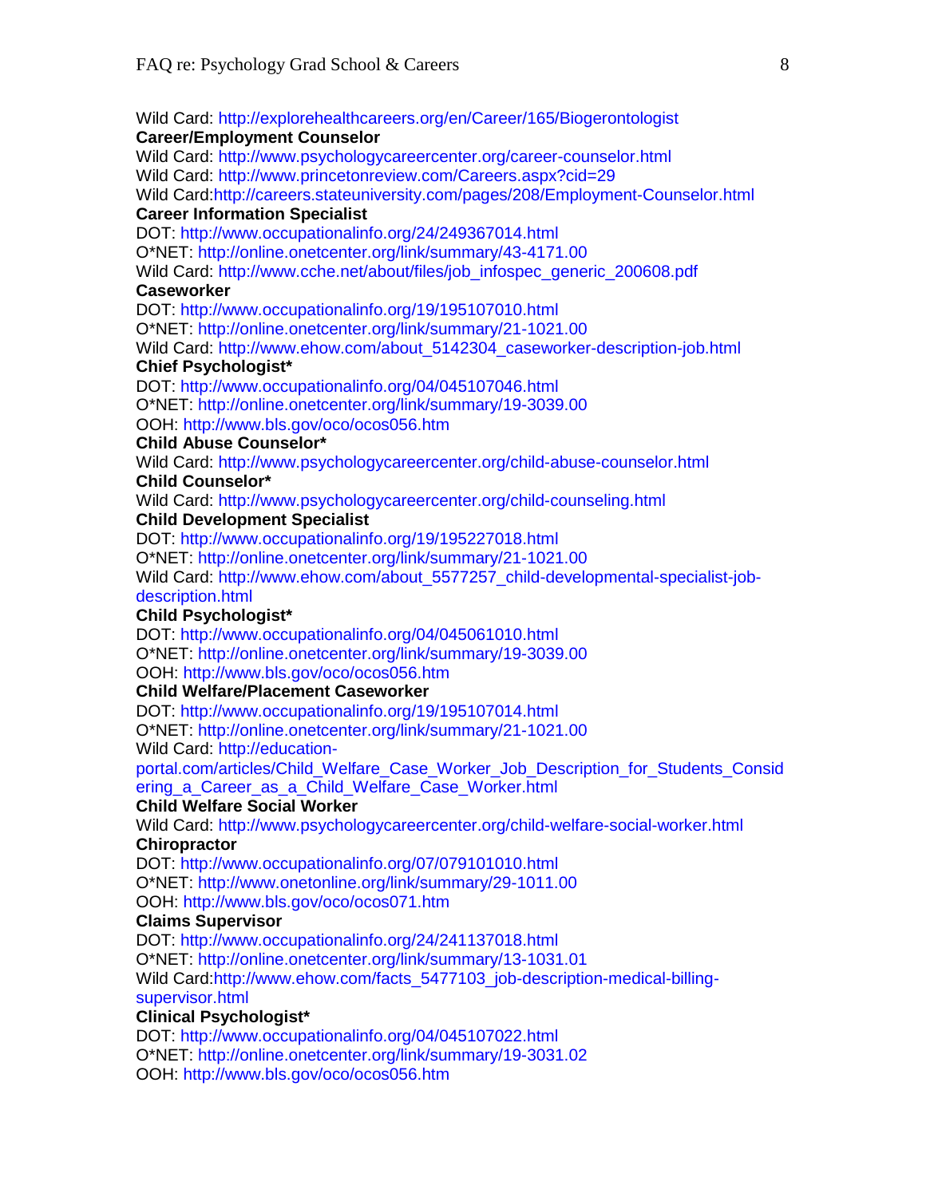Wild Card: http://explorehealthcareers.org/en/Career/165/Biogerontologist

**Career/Employment Counselor**

Wild Card: http://www.psychologycareercenter.org/career-counselor.html
Wild Card: http://www.princetonreview.com/Careers.aspx?cid=29
Wild Card:http://careers.stateuniversity.com/pages/208/Employment-Counselor.html

**Career Information Specialist**

DOT: http://www.occupationalinfo.org/24/249367014.html
O*NET: http://online.onetcenter.org/link/summary/43-4171.00
Wild Card: http://www.cche.net/about/files/job_infospec_generic_200608.pdf

**Caseworker**

DOT: http://www.occupationalinfo.org/19/195107010.html
O*NET: http://online.onetcenter.org/link/summary/21-1021.00
Wild Card: http://www.ehow.com/about_5142304_caseworker-description-job.html

**Chief Psychologist***

DOT: http://www.occupationalinfo.org/04/045107046.html
O*NET: http://online.onetcenter.org/link/summary/19-3039.00
OOH: http://www.bls.gov/oco/ocos056.htm

**Child Abuse Counselor***

Wild Card: http://www.psychologycareercenter.org/child-abuse-counselor.html

**Child Counselor***

Wild Card: http://www.psychologycareercenter.org/child-counseling.html

**Child Development Specialist**

DOT: http://www.occupationalinfo.org/19/195227018.html
O*NET: http://online.onetcenter.org/link/summary/21-1021.00
Wild Card: http://www.ehow.com/about_5577257_child-developmental-specialist-job-description.html

**Child Psychologist***

DOT: http://www.occupationalinfo.org/04/045061010.html
O*NET: http://online.onetcenter.org/link/summary/19-3039.00
OOH: http://www.bls.gov/oco/ocos056.htm

**Child Welfare/Placement Caseworker**

DOT: http://www.occupationalinfo.org/19/195107014.html
O*NET: http://online.onetcenter.org/link/summary/21-1021.00
Wild Card: http://education-portal.com/articles/Child_Welfare_Case_Worker_Job_Description_for_Students_Considering_a_Career_as_a_Child_Welfare_Case_Worker.html

**Child Welfare Social Worker**

Wild Card: http://www.psychologycareercenter.org/child-welfare-social-worker.html

**Chiropractor**

DOT: http://www.occupationalinfo.org/07/079101010.html
O*NET: http://www.onetonline.org/link/summary/29-1011.00
OOH: http://www.bls.gov/oco/ocos071.htm

**Claims Supervisor**

DOT: http://www.occupationalinfo.org/24/241137018.html
O*NET: http://online.onetcenter.org/link/summary/13-1031.01
Wild Card:http://www.ehow.com/facts_5477103_job-description-medical-billing-supervisor.html

**Clinical Psychologist***

DOT: http://www.occupationalinfo.org/04/045107022.html
O*NET: http://online.onetcenter.org/link/summary/19-3031.02
OOH: http://www.bls.gov/oco/ocos056.htm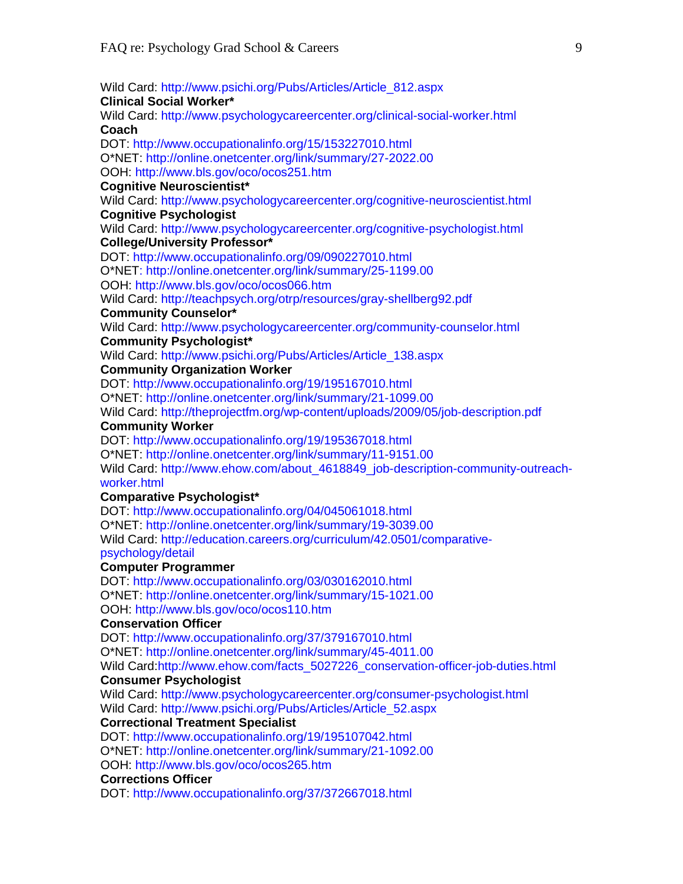Wild Card: http://www.psichi.org/Pubs/Articles/Article_812.aspx

**Clinical Social Worker***

Wild Card: http://www.psychologycareercenter.org/clinical-social-worker.html

**Coach**

DOT: http://www.occupationalinfo.org/15/153227010.html
O*NET: http://online.onetcenter.org/link/summary/27-2022.00
OOH: http://www.bls.gov/oco/ocos251.htm

**Cognitive Neuroscientist***

Wild Card: http://www.psychologycareercenter.org/cognitive-neuroscientist.html

**Cognitive Psychologist**

Wild Card: http://www.psychologycareercenter.org/cognitive-psychologist.html

**College/University Professor***

DOT: http://www.occupationalinfo.org/09/090227010.html
O*NET: http://online.onetcenter.org/link/summary/25-1199.00
OOH: http://www.bls.gov/oco/ocos066.htm
Wild Card: http://teachpsych.org/otrp/resources/gray-shellberg92.pdf

**Community Counselor***

Wild Card: http://www.psychologycareercenter.org/community-counselor.html

**Community Psychologist***

Wild Card: http://www.psichi.org/Pubs/Articles/Article_138.aspx

**Community Organization Worker**

DOT: http://www.occupationalinfo.org/19/195167010.html
O*NET: http://online.onetcenter.org/link/summary/21-1099.00
Wild Card: http://theprojectfm.org/wp-content/uploads/2009/05/job-description.pdf

**Community Worker**

DOT: http://www.occupationalinfo.org/19/195367018.html
O*NET: http://online.onetcenter.org/link/summary/11-9151.00
Wild Card: http://www.ehow.com/about_4618849_job-description-community-outreach-worker.html

**Comparative Psychologist***

DOT: http://www.occupationalinfo.org/04/045061018.html
O*NET: http://online.onetcenter.org/link/summary/19-3039.00
Wild Card: http://education.careers.org/curriculum/42.0501/comparative-psychology/detail

**Computer Programmer**

DOT: http://www.occupationalinfo.org/03/030162010.html
O*NET: http://online.onetcenter.org/link/summary/15-1021.00
OOH: http://www.bls.gov/oco/ocos110.htm

**Conservation Officer**

DOT: http://www.occupationalinfo.org/37/379167010.html
O*NET: http://online.onetcenter.org/link/summary/45-4011.00
Wild Card:http://www.ehow.com/facts_5027226_conservation-officer-job-duties.html

**Consumer Psychologist**

Wild Card: http://www.psychologycareercenter.org/consumer-psychologist.html
Wild Card: http://www.psichi.org/Pubs/Articles/Article_52.aspx

**Correctional Treatment Specialist**

DOT: http://www.occupationalinfo.org/19/195107042.html
O*NET: http://online.onetcenter.org/link/summary/21-1092.00
OOH: http://www.bls.gov/oco/ocos265.htm

**Corrections Officer**

DOT: http://www.occupationalinfo.org/37/372667018.html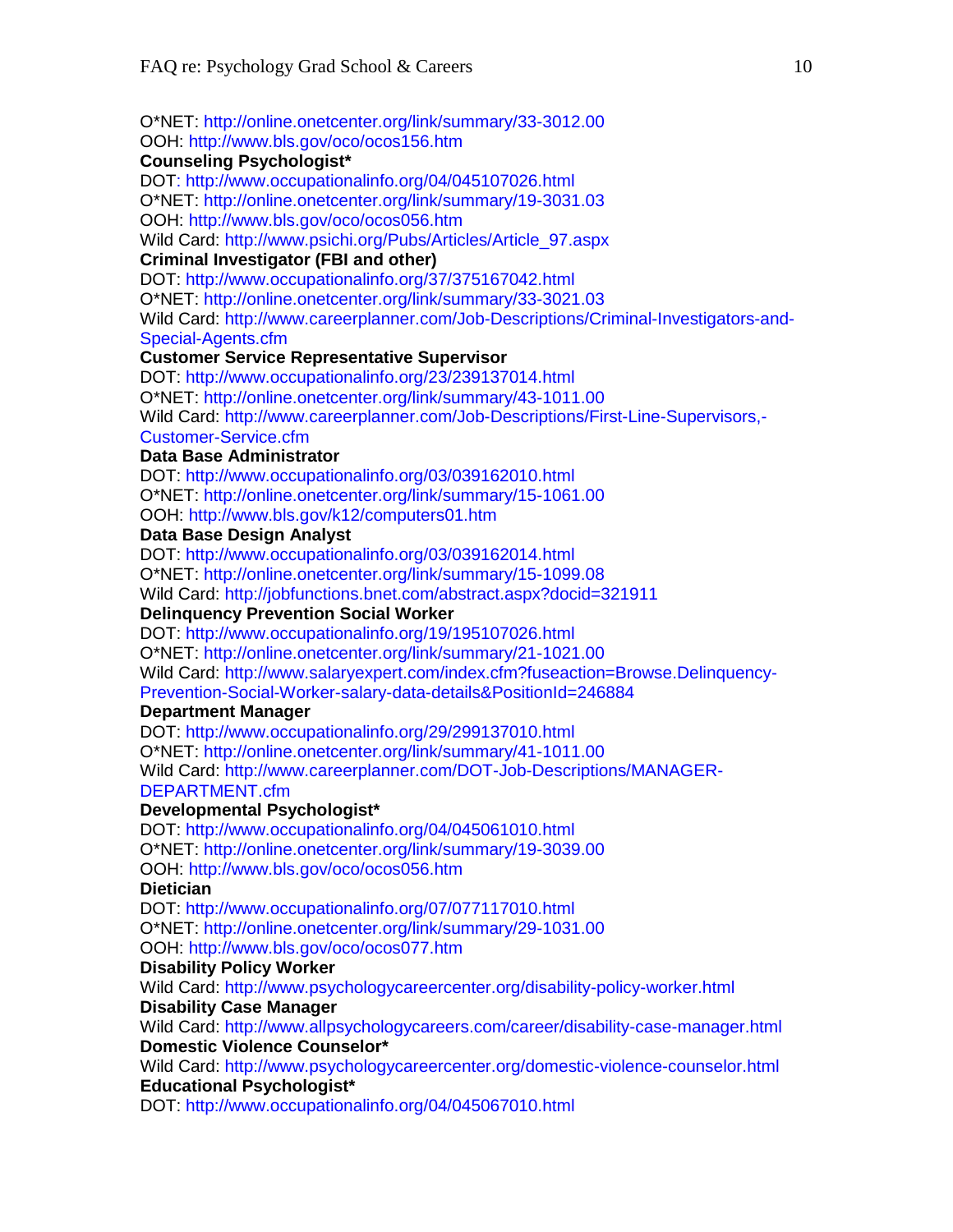O*NET: http://online.onetcenter.org/link/summary/33-3012.00
OOH: http://www.bls.gov/oco/ocos156.htm

**Counseling Psychologist***
DOT: http://www.occupationalinfo.org/04/045107026.html
O*NET: http://online.onetcenter.org/link/summary/19-3031.03
OOH: http://www.bls.gov/oco/ocos056.htm
Wild Card: http://www.psichi.org/Pubs/Articles/Article_97.aspx

**Criminal Investigator (FBI and other)**
DOT: http://www.occupationalinfo.org/37/375167042.html
O*NET: http://online.onetcenter.org/link/summary/33-3021.03
Wild Card: http://www.careerplanner.com/Job-Descriptions/Criminal-Investigators-and-Special-Agents.cfm

**Customer Service Representative Supervisor**
DOT: http://www.occupationalinfo.org/23/239137014.html
O*NET: http://online.onetcenter.org/link/summary/43-1011.00
Wild Card: http://www.careerplanner.com/Job-Descriptions/First-Line-Supervisors,-Customer-Service.cfm

**Data Base Administrator**
DOT: http://www.occupationalinfo.org/03/039162010.html
O*NET: http://online.onetcenter.org/link/summary/15-1061.00
OOH: http://www.bls.gov/k12/computers01.htm

**Data Base Design Analyst**
DOT: http://www.occupationalinfo.org/03/039162014.html
O*NET: http://online.onetcenter.org/link/summary/15-1099.08
Wild Card: http://jobfunctions.bnet.com/abstract.aspx?docid=321911

**Delinquency Prevention Social Worker**
DOT: http://www.occupationalinfo.org/19/195107026.html
O*NET: http://online.onetcenter.org/link/summary/21-1021.00
Wild Card: http://www.salaryexpert.com/index.cfm?fuseaction=Browse.Delinquency-Prevention-Social-Worker-salary-data-details&PositionId=246884

**Department Manager**
DOT: http://www.occupationalinfo.org/29/299137010.html
O*NET: http://online.onetcenter.org/link/summary/41-1011.00
Wild Card: http://www.careerplanner.com/DOT-Job-Descriptions/MANAGER-DEPARTMENT.cfm

**Developmental Psychologist***
DOT: http://www.occupationalinfo.org/04/045061010.html
O*NET: http://online.onetcenter.org/link/summary/19-3039.00
OOH: http://www.bls.gov/oco/ocos056.htm

**Dietician**
DOT: http://www.occupationalinfo.org/07/077117010.html
O*NET: http://online.onetcenter.org/link/summary/29-1031.00
OOH: http://www.bls.gov/oco/ocos077.htm

**Disability Policy Worker**
Wild Card: http://www.psychologycareercenter.org/disability-policy-worker.html

**Disability Case Manager**
Wild Card: http://www.allpsychologycareers.com/career/disability-case-manager.html

**Domestic Violence Counselor***
Wild Card: http://www.psychologycareercenter.org/domestic-violence-counselor.html

**Educational Psychologist***
DOT: http://www.occupationalinfo.org/04/045067010.html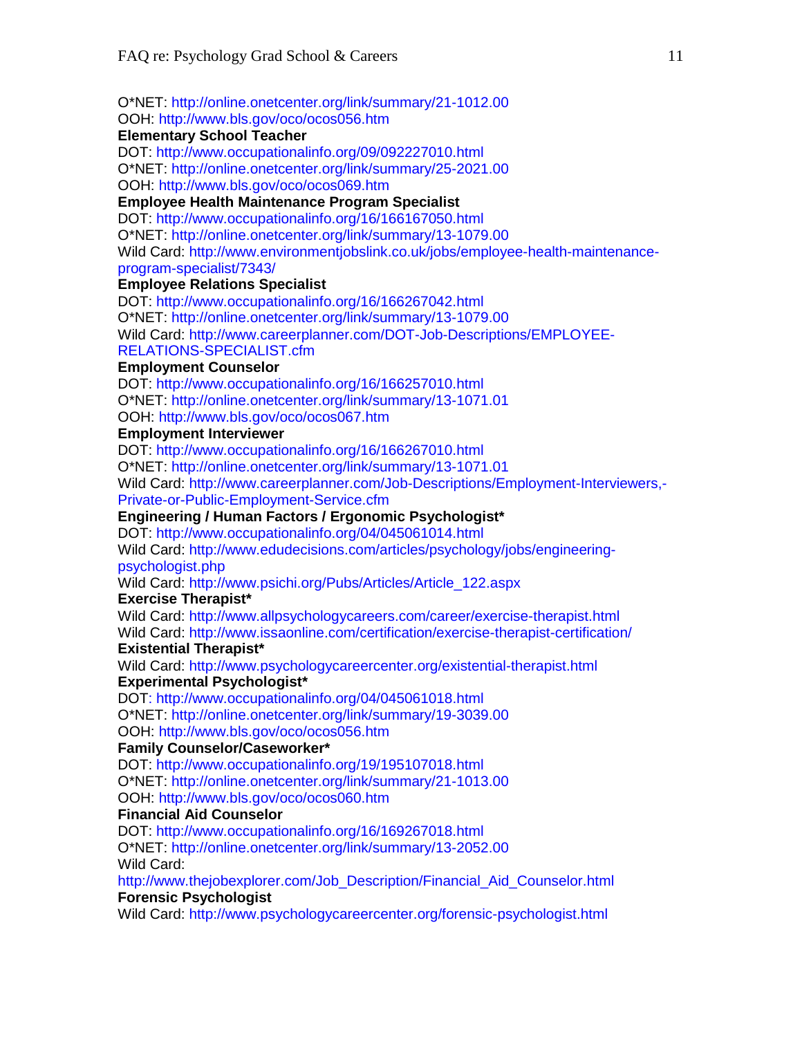O*NET: http://online.onetcenter.org/link/summary/21-1012.00
OOH: http://www.bls.gov/oco/ocos056.htm

**Elementary School Teacher**
DOT: http://www.occupationalinfo.org/09/092227010.html
O*NET: http://online.onetcenter.org/link/summary/25-2021.00
OOH: http://www.bls.gov/oco/ocos069.htm

**Employee Health Maintenance Program Specialist**
DOT: http://www.occupationalinfo.org/16/166167050.html
O*NET: http://online.onetcenter.org/link/summary/13-1079.00
Wild Card: http://www.environmentjobslink.co.uk/jobs/employee-health-maintenance-program-specialist/7343/

**Employee Relations Specialist**
DOT: http://www.occupationalinfo.org/16/166267042.html
O*NET: http://online.onetcenter.org/link/summary/13-1079.00
Wild Card: http://www.careerplanner.com/DOT-Job-Descriptions/EMPLOYEE-RELATIONS-SPECIALIST.cfm

**Employment Counselor**
DOT: http://www.occupationalinfo.org/16/166257010.html
O*NET: http://online.onetcenter.org/link/summary/13-1071.01
OOH: http://www.bls.gov/oco/ocos067.htm

**Employment Interviewer**
DOT: http://www.occupationalinfo.org/16/166267010.html
O*NET: http://online.onetcenter.org/link/summary/13-1071.01
Wild Card: http://www.careerplanner.com/Job-Descriptions/Employment-Interviewers,-Private-or-Public-Employment-Service.cfm

**Engineering / Human Factors / Ergonomic Psychologist***
DOT: http://www.occupationalinfo.org/04/045061014.html
Wild Card: http://www.edudecisions.com/articles/psychology/jobs/engineering-psychologist.php
Wild Card: http://www.psichi.org/Pubs/Articles/Article_122.aspx

**Exercise Therapist***
Wild Card: http://www.allpsychologycareers.com/career/exercise-therapist.html
Wild Card: http://www.issaonline.com/certification/exercise-therapist-certification/

**Existential Therapist***
Wild Card: http://www.psychologycareercenter.org/existential-therapist.html

**Experimental Psychologist***
DOT: http://www.occupationalinfo.org/04/045061018.html
O*NET: http://online.onetcenter.org/link/summary/19-3039.00
OOH: http://www.bls.gov/oco/ocos056.htm

**Family Counselor/Caseworker***
DOT: http://www.occupationalinfo.org/19/195107018.html
O*NET: http://online.onetcenter.org/link/summary/21-1013.00
OOH: http://www.bls.gov/oco/ocos060.htm

**Financial Aid Counselor**
DOT: http://www.occupationalinfo.org/16/169267018.html
O*NET: http://online.onetcenter.org/link/summary/13-2052.00
Wild Card:
http://www.thejobexplorer.com/Job_Description/Financial_Aid_Counselor.html

**Forensic Psychologist**
Wild Card: http://www.psychologycareercenter.org/forensic-psychologist.html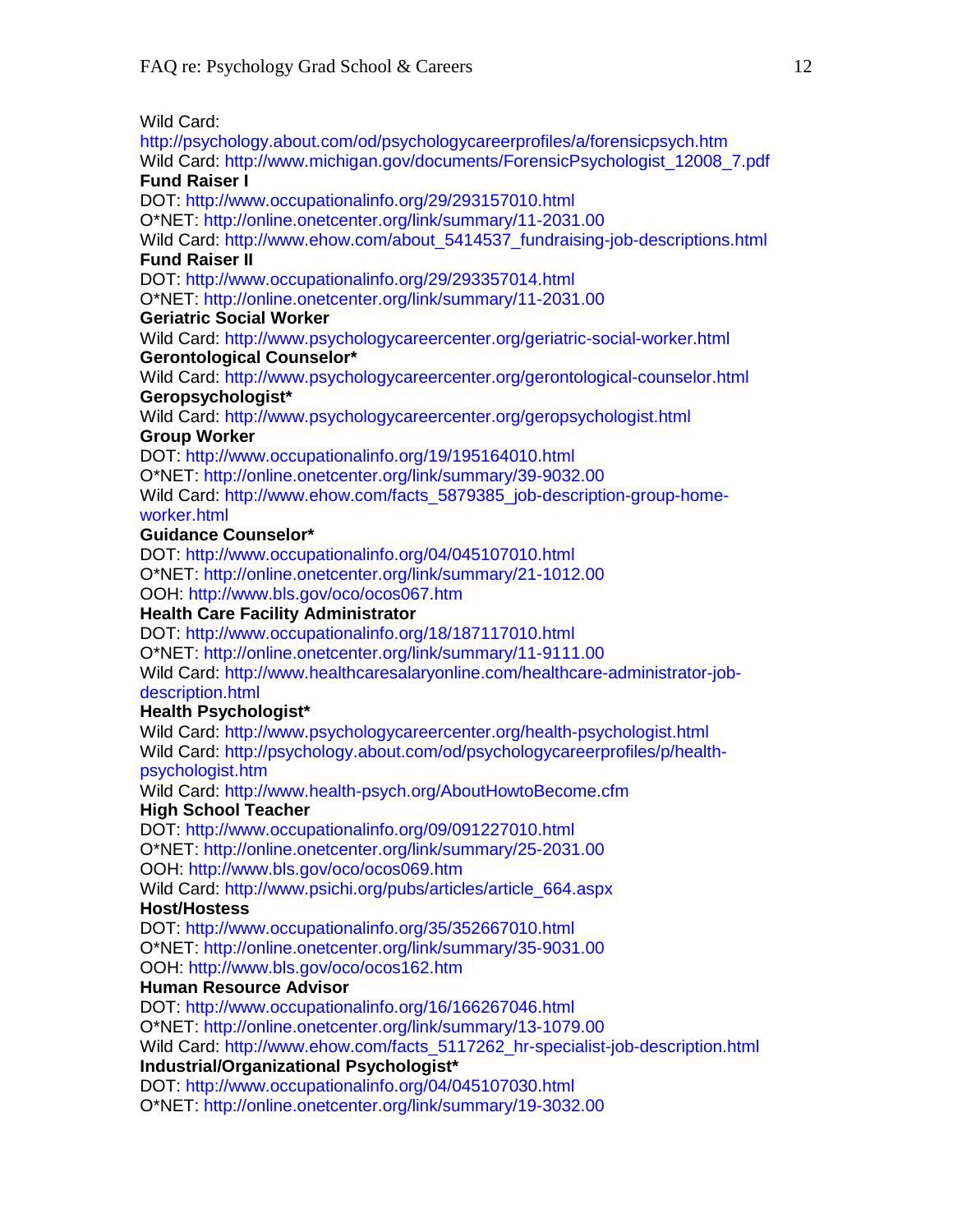Wild Card: http://psychology.about.com/od/psychologycareerprofiles/a/forensicpsych.htm
Wild Card: http://www.michigan.gov/documents/ForensicPsychologist_12008_7.pdf

**Fund Raiser I**
DOT: http://www.occupationalinfo.org/29/293157010.html
O*NET: http://online.onetcenter.org/link/summary/11-2031.00
Wild Card: http://www.ehow.com/about_5414537_fundraising-job-descriptions.html

**Fund Raiser II**
DOT: http://www.occupationalinfo.org/29/293357014.html
O*NET: http://online.onetcenter.org/link/summary/11-2031.00

**Geriatric Social Worker**
Wild Card: http://www.psychologycareercenter.org/geriatric-social-worker.html

**Gerontological Counselor***
Wild Card: http://www.psychologycareercenter.org/gerontological-counselor.html

**Geropsychologist***
Wild Card: http://www.psychologycareercenter.org/geropsychologist.html

**Group Worker**
DOT: http://www.occupationalinfo.org/19/195164010.html
O*NET: http://online.onetcenter.org/link/summary/39-9032.00
Wild Card: http://www.ehow.com/facts_5879385_job-description-group-home-worker.html

**Guidance Counselor***
DOT: http://www.occupationalinfo.org/04/045107010.html
O*NET: http://online.onetcenter.org/link/summary/21-1012.00
OOH: http://www.bls.gov/oco/ocos067.htm

**Health Care Facility Administrator**
DOT: http://www.occupationalinfo.org/18/187117010.html
O*NET: http://online.onetcenter.org/link/summary/11-9111.00
Wild Card: http://www.healthcaresalaryonline.com/healthcare-administrator-job-description.html

**Health Psychologist***
Wild Card: http://www.psychologycareercenter.org/health-psychologist.html
Wild Card: http://psychology.about.com/od/psychologycareerprofiles/p/health-psychologist.htm
Wild Card: http://www.health-psych.org/AboutHowtoBecome.cfm

**High School Teacher**
DOT: http://www.occupationalinfo.org/09/091227010.html
O*NET: http://online.onetcenter.org/link/summary/25-2031.00
OOH: http://www.bls.gov/oco/ocos069.htm
Wild Card: http://www.psichi.org/pubs/articles/article_664.aspx

**Host/Hostess**
DOT: http://www.occupationalinfo.org/35/352667010.html
O*NET: http://online.onetcenter.org/link/summary/35-9031.00
OOH: http://www.bls.gov/oco/ocos162.htm

**Human Resource Advisor**
DOT: http://www.occupationalinfo.org/16/166267046.html
O*NET: http://online.onetcenter.org/link/summary/13-1079.00
Wild Card: http://www.ehow.com/facts_5117262_hr-specialist-job-description.html

**Industrial/Organizational Psychologist***
DOT: http://www.occupationalinfo.org/04/045107030.html
O*NET: http://online.onetcenter.org/link/summary/19-3032.00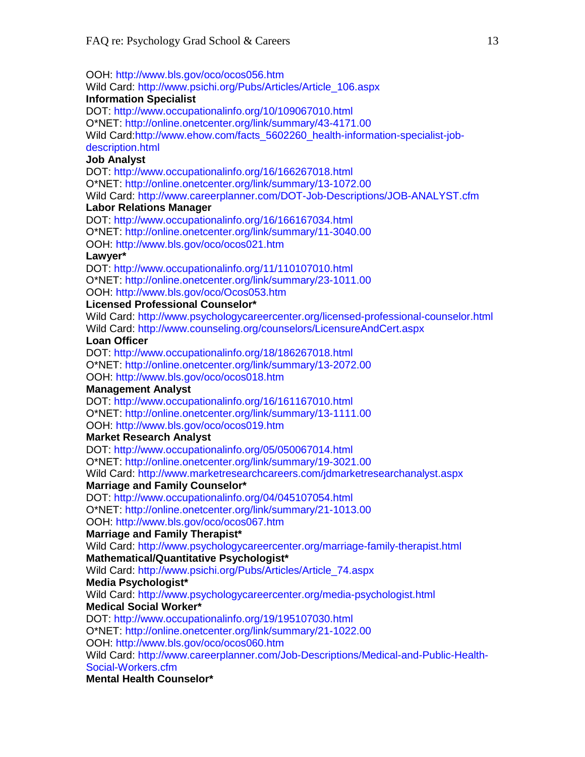OOH: http://www.bls.gov/oco/ocos056.htm
Wild Card: http://www.psichi.org/Pubs/Articles/Article_106.aspx

**Information Specialist**

DOT: http://www.occupationalinfo.org/10/109067010.html
O*NET: http://online.onetcenter.org/link/summary/43-4171.00
Wild Card:http://www.ehow.com/facts_5602260_health-information-specialist-job-description.html

**Job Analyst**

DOT: http://www.occupationalinfo.org/16/166267018.html
O*NET: http://online.onetcenter.org/link/summary/13-1072.00
Wild Card: http://www.careerplanner.com/DOT-Job-Descriptions/JOB-ANALYST.cfm

**Labor Relations Manager**

DOT: http://www.occupationalinfo.org/16/166167034.html
O*NET: http://online.onetcenter.org/link/summary/11-3040.00
OOH: http://www.bls.gov/oco/ocos021.htm

**Lawyer***

DOT: http://www.occupationalinfo.org/11/110107010.html
O*NET: http://online.onetcenter.org/link/summary/23-1011.00
OOH: http://www.bls.gov/oco/Ocos053.htm

**Licensed Professional Counselor***

Wild Card: http://www.psychologycareercenter.org/licensed-professional-counselor.html
Wild Card: http://www.counseling.org/counselors/LicensureAndCert.aspx

**Loan Officer**

DOT: http://www.occupationalinfo.org/18/186267018.html
O*NET: http://online.onetcenter.org/link/summary/13-2072.00
OOH: http://www.bls.gov/oco/ocos018.htm

**Management Analyst**

DOT: http://www.occupationalinfo.org/16/161167010.html
O*NET: http://online.onetcenter.org/link/summary/13-1111.00
OOH: http://www.bls.gov/oco/ocos019.htm

**Market Research Analyst**

DOT: http://www.occupationalinfo.org/05/050067014.html
O*NET: http://online.onetcenter.org/link/summary/19-3021.00
Wild Card: http://www.marketresearchcareers.com/jdmarketresearchanalyst.aspx

**Marriage and Family Counselor***

DOT: http://www.occupationalinfo.org/04/045107054.html
O*NET: http://online.onetcenter.org/link/summary/21-1013.00
OOH: http://www.bls.gov/oco/ocos067.htm

**Marriage and Family Therapist***

Wild Card: http://www.psychologycareercenter.org/marriage-family-therapist.html

**Mathematical/Quantitative Psychologist***

Wild Card: http://www.psichi.org/Pubs/Articles/Article_74.aspx

**Media Psychologist***

Wild Card: http://www.psychologycareercenter.org/media-psychologist.html

**Medical Social Worker***

DOT: http://www.occupationalinfo.org/19/195107030.html
O*NET: http://online.onetcenter.org/link/summary/21-1022.00
OOH: http://www.bls.gov/oco/ocos060.htm
Wild Card: http://www.careerplanner.com/Job-Descriptions/Medical-and-Public-Health-Social-Workers.cfm

**Mental Health Counselor***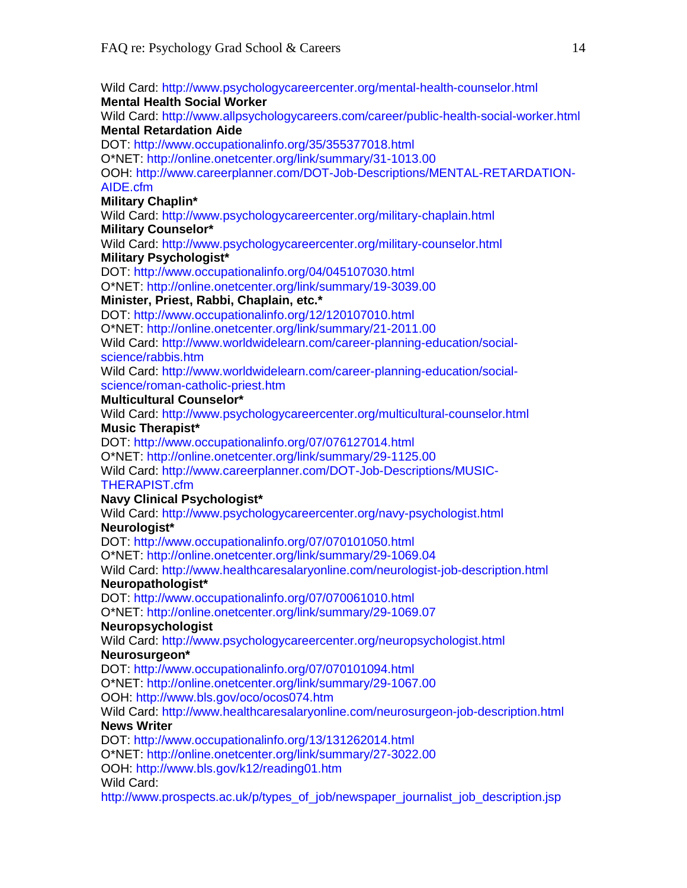Wild Card: http://www.psychologycareercenter.org/mental-health-counselor.html

**Mental Health Social Worker**

Wild Card: http://www.allpsychologycareers.com/career/public-health-social-worker.html

**Mental Retardation Aide**

DOT: http://www.occupationalinfo.org/35/355377018.html

O*NET: http://online.onetcenter.org/link/summary/31-1013.00

OOH: http://www.careerplanner.com/DOT-Job-Descriptions/MENTAL-RETARDATION-AIDE.cfm

**Military Chaplin***

Wild Card: http://www.psychologycareercenter.org/military-chaplain.html

**Military Counselor***

Wild Card: http://www.psychologycareercenter.org/military-counselor.html

**Military Psychologist***

DOT: http://www.occupationalinfo.org/04/045107030.html

O*NET: http://online.onetcenter.org/link/summary/19-3039.00

**Minister, Priest, Rabbi, Chaplain, etc.***

DOT: http://www.occupationalinfo.org/12/120107010.html

O*NET: http://online.onetcenter.org/link/summary/21-2011.00

Wild Card: http://www.worldwidelearn.com/career-planning-education/social-science/rabbis.htm

Wild Card: http://www.worldwidelearn.com/career-planning-education/social-science/roman-catholic-priest.htm

**Multicultural Counselor***

Wild Card: http://www.psychologycareercenter.org/multicultural-counselor.html

**Music Therapist***

DOT: http://www.occupationalinfo.org/07/076127014.html

O*NET: http://online.onetcenter.org/link/summary/29-1125.00

Wild Card: http://www.careerplanner.com/DOT-Job-Descriptions/MUSIC-THERAPIST.cfm

**Navy Clinical Psychologist***

Wild Card: http://www.psychologycareercenter.org/navy-psychologist.html

**Neurologist***

DOT: http://www.occupationalinfo.org/07/070101050.html

O*NET: http://online.onetcenter.org/link/summary/29-1069.04

Wild Card: http://www.healthcaresalaryonline.com/neurologist-job-description.html

**Neuropathologist***

DOT: http://www.occupationalinfo.org/07/070061010.html

O*NET: http://online.onetcenter.org/link/summary/29-1069.07

**Neuropsychologist**

Wild Card: http://www.psychologycareercenter.org/neuropsychologist.html

**Neurosurgeon***

DOT: http://www.occupationalinfo.org/07/070101094.html

O*NET: http://online.onetcenter.org/link/summary/29-1067.00

OOH: http://www.bls.gov/oco/ocos074.htm

Wild Card: http://www.healthcaresalaryonline.com/neurosurgeon-job-description.html

**News Writer**

DOT: http://www.occupationalinfo.org/13/131262014.html

O*NET: http://online.onetcenter.org/link/summary/27-3022.00

OOH: http://www.bls.gov/k12/reading01.htm

Wild Card:
http://www.prospects.ac.uk/p/types_of_job/newspaper_journalist_job_description.jsp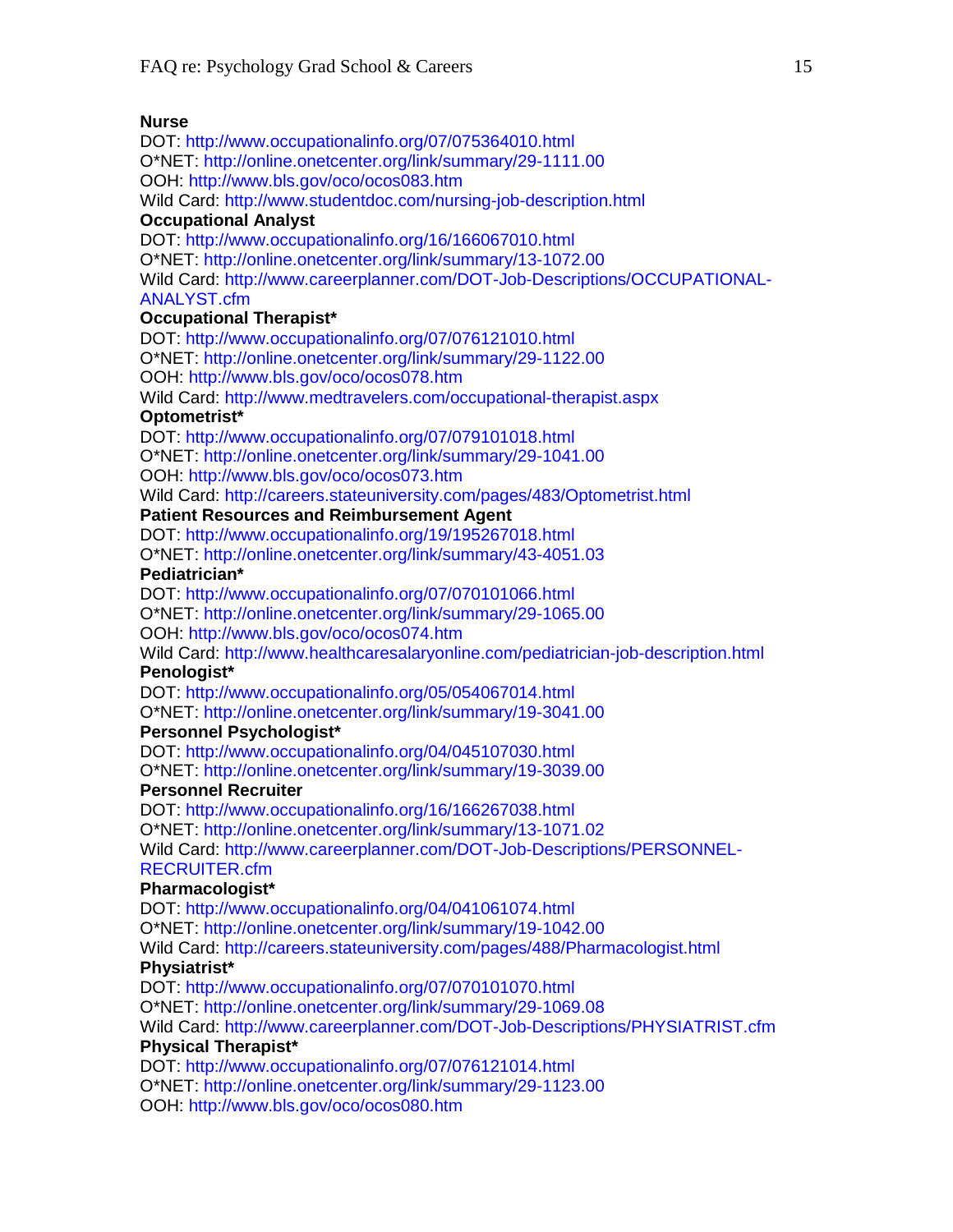**Nurse**
DOT: http://www.occupationalinfo.org/07/075364010.html
O*NET: http://online.onetcenter.org/link/summary/29-1111.00
OOH: http://www.bls.gov/oco/ocos083.htm
Wild Card: http://www.studentdoc.com/nursing-job-description.html

**Occupational Analyst**
DOT: http://www.occupationalinfo.org/16/166067010.html
O*NET: http://online.onetcenter.org/link/summary/13-1072.00
Wild Card: http://www.careerplanner.com/DOT-Job-Descriptions/OCCUPATIONAL-ANALYST.cfm

**Occupational Therapist***
DOT: http://www.occupationalinfo.org/07/076121010.html
O*NET: http://online.onetcenter.org/link/summary/29-1122.00
OOH: http://www.bls.gov/oco/ocos078.htm
Wild Card: http://www.medtravelers.com/occupational-therapist.aspx

**Optometrist***
DOT: http://www.occupationalinfo.org/07/079101018.html
O*NET: http://online.onetcenter.org/link/summary/29-1041.00
OOH: http://www.bls.gov/oco/ocos073.htm
Wild Card: http://careers.stateuniversity.com/pages/483/Optometrist.html

**Patient Resources and Reimbursement Agent**
DOT: http://www.occupationalinfo.org/19/195267018.html
O*NET: http://online.onetcenter.org/link/summary/43-4051.03

**Pediatrician***
DOT: http://www.occupationalinfo.org/07/070101066.html
O*NET: http://online.onetcenter.org/link/summary/29-1065.00
OOH: http://www.bls.gov/oco/ocos074.htm
Wild Card: http://www.healthcaresalaryonline.com/pediatrician-job-description.html

**Penologist***
DOT: http://www.occupationalinfo.org/05/054067014.html
O*NET: http://online.onetcenter.org/link/summary/19-3041.00

**Personnel Psychologist***
DOT: http://www.occupationalinfo.org/04/045107030.html
O*NET: http://online.onetcenter.org/link/summary/19-3039.00

**Personnel Recruiter**
DOT: http://www.occupationalinfo.org/16/166267038.html
O*NET: http://online.onetcenter.org/link/summary/13-1071.02
Wild Card: http://www.careerplanner.com/DOT-Job-Descriptions/PERSONNEL-RECRUITER.cfm

**Pharmacologist***
DOT: http://www.occupationalinfo.org/04/041061074.html
O*NET: http://online.onetcenter.org/link/summary/19-1042.00
Wild Card: http://careers.stateuniversity.com/pages/488/Pharmacologist.html

**Physiatrist***
DOT: http://www.occupationalinfo.org/07/070101070.html
O*NET: http://online.onetcenter.org/link/summary/29-1069.08
Wild Card: http://www.careerplanner.com/DOT-Job-Descriptions/PHYSIATRIST.cfm

**Physical Therapist***
DOT: http://www.occupationalinfo.org/07/076121014.html
O*NET: http://online.onetcenter.org/link/summary/29-1123.00
OOH: http://www.bls.gov/oco/ocos080.htm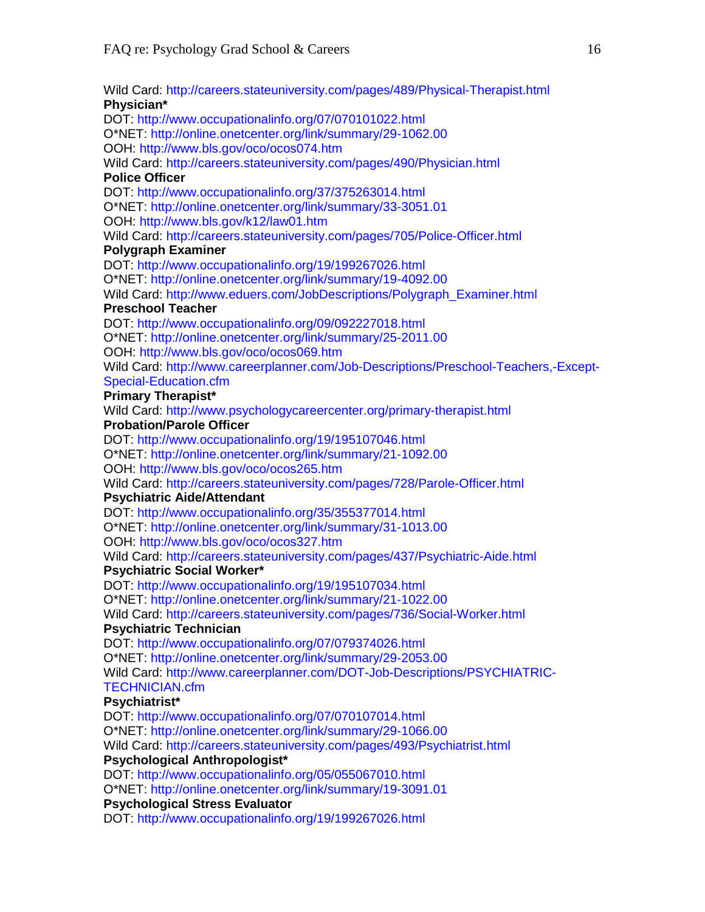Wild Card: http://careers.stateuniversity.com/pages/489/Physical-Therapist.html

**Physician***

DOT: http://www.occupationalinfo.org/07/070101022.html
O*NET: http://online.onetcenter.org/link/summary/29-1062.00
OOH: http://www.bls.gov/oco/ocos074.htm
Wild Card: http://careers.stateuniversity.com/pages/490/Physician.html

**Police Officer**

DOT: http://www.occupationalinfo.org/37/375263014.html
O*NET: http://online.onetcenter.org/link/summary/33-3051.01
OOH: http://www.bls.gov/k12/law01.htm
Wild Card: http://careers.stateuniversity.com/pages/705/Police-Officer.html

**Polygraph Examiner**

DOT: http://www.occupationalinfo.org/19/199267026.html
O*NET: http://online.onetcenter.org/link/summary/19-4092.00
Wild Card: http://www.eduers.com/JobDescriptions/Polygraph_Examiner.html

**Preschool Teacher**

DOT: http://www.occupationalinfo.org/09/092227018.html
O*NET: http://online.onetcenter.org/link/summary/25-2011.00
OOH: http://www.bls.gov/oco/ocos069.htm
Wild Card: http://www.careerplanner.com/Job-Descriptions/Preschool-Teachers,-Except-Special-Education.cfm

**Primary Therapist***

Wild Card: http://www.psychologycareercenter.org/primary-therapist.html

**Probation/Parole Officer**

DOT: http://www.occupationalinfo.org/19/195107046.html
O*NET: http://online.onetcenter.org/link/summary/21-1092.00
OOH: http://www.bls.gov/oco/ocos265.htm
Wild Card: http://careers.stateuniversity.com/pages/728/Parole-Officer.html

**Psychiatric Aide/Attendant**

DOT: http://www.occupationalinfo.org/35/355377014.html
O*NET: http://online.onetcenter.org/link/summary/31-1013.00
OOH: http://www.bls.gov/oco/ocos327.htm
Wild Card: http://careers.stateuniversity.com/pages/437/Psychiatric-Aide.html

**Psychiatric Social Worker***

DOT: http://www.occupationalinfo.org/19/195107034.html
O*NET: http://online.onetcenter.org/link/summary/21-1022.00
Wild Card: http://careers.stateuniversity.com/pages/736/Social-Worker.html

**Psychiatric Technician**

DOT: http://www.occupationalinfo.org/07/079374026.html
O*NET: http://online.onetcenter.org/link/summary/29-2053.00
Wild Card: http://www.careerplanner.com/DOT-Job-Descriptions/PSYCHIATRIC-TECHNICIAN.cfm

**Psychiatrist***

DOT: http://www.occupationalinfo.org/07/070107014.html
O*NET: http://online.onetcenter.org/link/summary/29-1066.00
Wild Card: http://careers.stateuniversity.com/pages/493/Psychiatrist.html

**Psychological Anthropologist***

DOT: http://www.occupationalinfo.org/05/055067010.html
O*NET: http://online.onetcenter.org/link/summary/19-3091.01

**Psychological Stress Evaluator**

DOT: http://www.occupationalinfo.org/19/199267026.html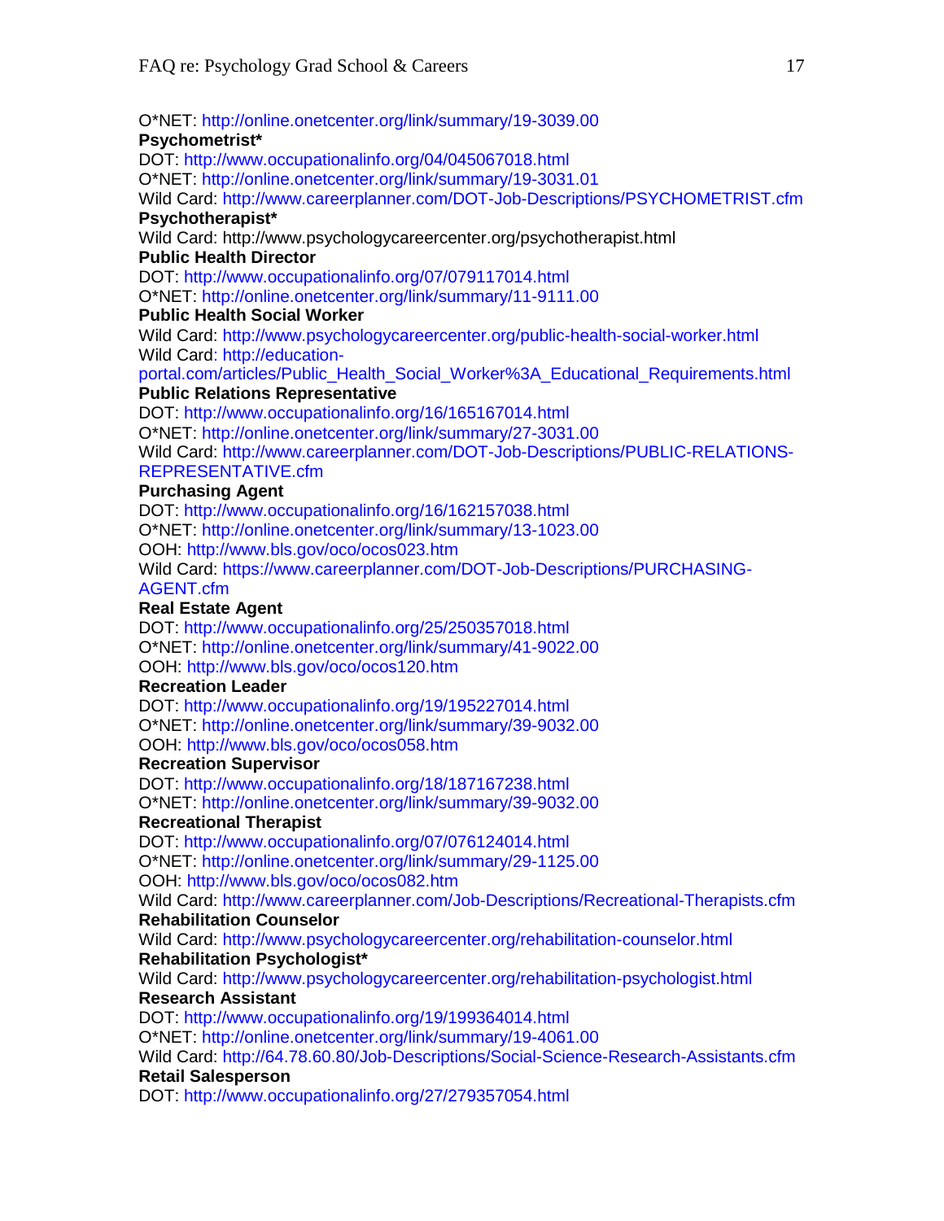O*NET: http://online.onetcenter.org/link/summary/19-3039.00

**Psychometrist***

DOT: http://www.occupationalinfo.org/04/045067018.html
O*NET: http://online.onetcenter.org/link/summary/19-3031.01
Wild Card: http://www.careerplanner.com/DOT-Job-Descriptions/PSYCHOMETRIST.cfm

**Psychotherapist***

Wild Card: http://www.psychologycareercenter.org/psychotherapist.html

**Public Health Director**

DOT: http://www.occupationalinfo.org/07/079117014.html
O*NET: http://online.onetcenter.org/link/summary/11-9111.00

**Public Health Social Worker**

Wild Card: http://www.psychologycareercenter.org/public-health-social-worker.html
Wild Card: http://education-portal.com/articles/Public_Health_Social_Worker%3A_Educational_Requirements.html

**Public Relations Representative**

DOT: http://www.occupationalinfo.org/16/165167014.html
O*NET: http://online.onetcenter.org/link/summary/27-3031.00
Wild Card: http://www.careerplanner.com/DOT-Job-Descriptions/PUBLIC-RELATIONS-REPRESENTATIVE.cfm

**Purchasing Agent**

DOT: http://www.occupationalinfo.org/16/162157038.html
O*NET: http://online.onetcenter.org/link/summary/13-1023.00
OOH: http://www.bls.gov/oco/ocos023.htm
Wild Card: https://www.careerplanner.com/DOT-Job-Descriptions/PURCHASING-AGENT.cfm

**Real Estate Agent**

DOT: http://www.occupationalinfo.org/25/250357018.html
O*NET: http://online.onetcenter.org/link/summary/41-9022.00
OOH: http://www.bls.gov/oco/ocos120.htm

**Recreation Leader**

DOT: http://www.occupationalinfo.org/19/195227014.html
O*NET: http://online.onetcenter.org/link/summary/39-9032.00
OOH: http://www.bls.gov/oco/ocos058.htm

**Recreation Supervisor**

DOT: http://www.occupationalinfo.org/18/187167238.html
O*NET: http://online.onetcenter.org/link/summary/39-9032.00

**Recreational Therapist**

DOT: http://www.occupationalinfo.org/07/076124014.html
O*NET: http://online.onetcenter.org/link/summary/29-1125.00
OOH: http://www.bls.gov/oco/ocos082.htm
Wild Card: http://www.careerplanner.com/Job-Descriptions/Recreational-Therapists.cfm

**Rehabilitation Counselor**

Wild Card: http://www.psychologycareercenter.org/rehabilitation-counselor.html

**Rehabilitation Psychologist***

Wild Card: http://www.psychologycareercenter.org/rehabilitation-psychologist.html

**Research Assistant**

DOT: http://www.occupationalinfo.org/19/199364014.html
O*NET: http://online.onetcenter.org/link/summary/19-4061.00
Wild Card: http://64.78.60.80/Job-Descriptions/Social-Science-Research-Assistants.cfm

**Retail Salesperson**

DOT: http://www.occupationalinfo.org/27/279357054.html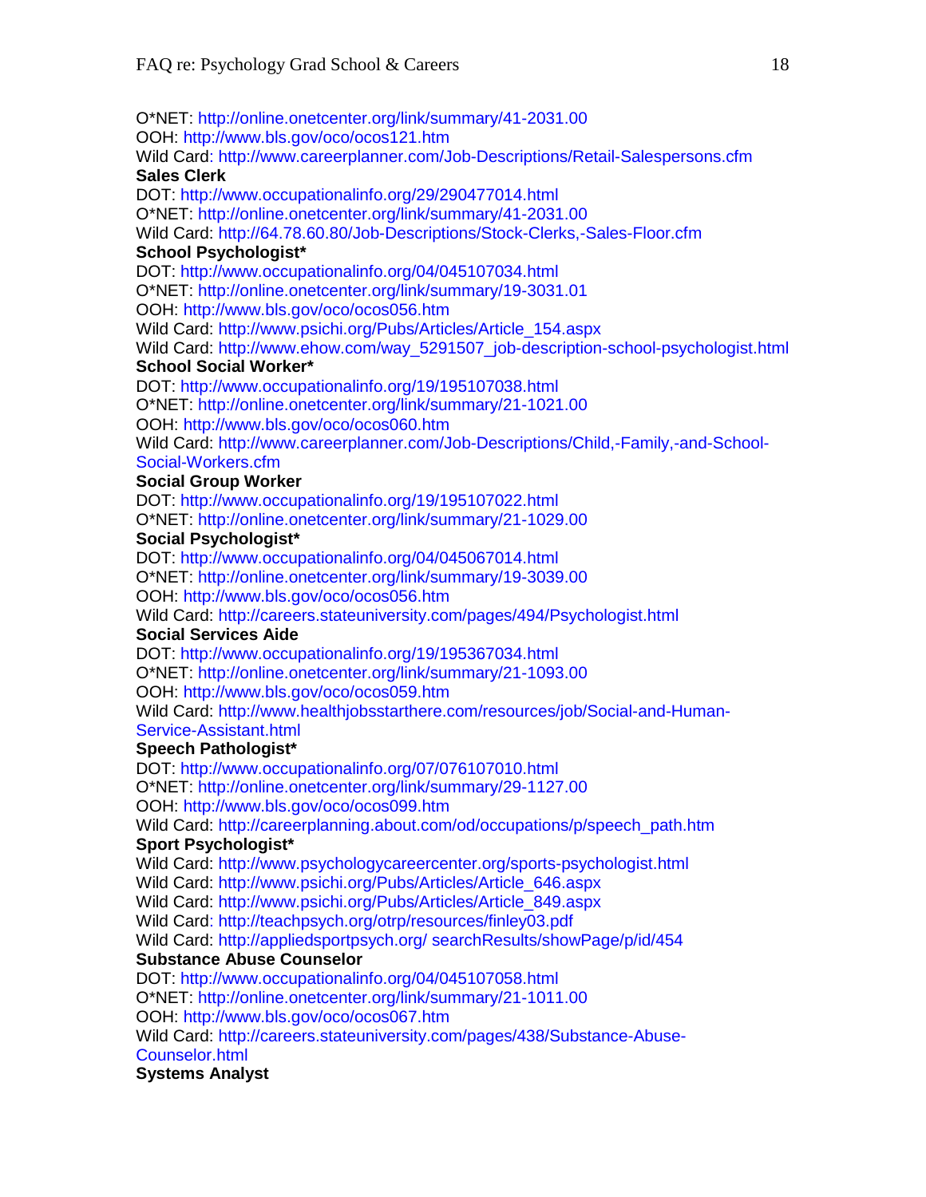O*NET: http://online.onetcenter.org/link/summary/41-2031.00
OOH: http://www.bls.gov/oco/ocos121.htm
Wild Card: http://www.careerplanner.com/Job-Descriptions/Retail-Salespersons.cfm

**Sales Clerk**
DOT: http://www.occupationalinfo.org/29/290477014.html
O*NET: http://online.onetcenter.org/link/summary/41-2031.00
Wild Card: http://64.78.60.80/Job-Descriptions/Stock-Clerks,-Sales-Floor.cfm

**School Psychologist***
DOT: http://www.occupationalinfo.org/04/045107034.html
O*NET: http://online.onetcenter.org/link/summary/19-3031.01
OOH: http://www.bls.gov/oco/ocos056.htm
Wild Card: http://www.psichi.org/Pubs/Articles/Article_154.aspx
Wild Card: http://www.ehow.com/way_5291507_job-description-school-psychologist.html

**School Social Worker***
DOT: http://www.occupationalinfo.org/19/195107038.html
O*NET: http://online.onetcenter.org/link/summary/21-1021.00
OOH: http://www.bls.gov/oco/ocos060.htm
Wild Card: http://www.careerplanner.com/Job-Descriptions/Child,-Family,-and-School-Social-Workers.cfm

**Social Group Worker**
DOT: http://www.occupationalinfo.org/19/195107022.html
O*NET: http://online.onetcenter.org/link/summary/21-1029.00

**Social Psychologist***
DOT: http://www.occupationalinfo.org/04/045067014.html
O*NET: http://online.onetcenter.org/link/summary/19-3039.00
OOH: http://www.bls.gov/oco/ocos056.htm
Wild Card: http://careers.stateuniversity.com/pages/494/Psychologist.html

**Social Services Aide**
DOT: http://www.occupationalinfo.org/19/195367034.html
O*NET: http://online.onetcenter.org/link/summary/21-1093.00
OOH: http://www.bls.gov/oco/ocos059.htm
Wild Card: http://www.healthjobsstarthere.com/resources/job/Social-and-Human-Service-Assistant.html

**Speech Pathologist***
DOT: http://www.occupationalinfo.org/07/076107010.html
O*NET: http://online.onetcenter.org/link/summary/29-1127.00
OOH: http://www.bls.gov/oco/ocos099.htm
Wild Card: http://careerplanning.about.com/od/occupations/p/speech_path.htm

**Sport Psychologist***
Wild Card: http://www.psychologycareercenter.org/sports-psychologist.html
Wild Card: http://www.psichi.org/Pubs/Articles/Article_646.aspx
Wild Card: http://www.psichi.org/Pubs/Articles/Article_849.aspx
Wild Card: http://teachpsych.org/otrp/resources/finley03.pdf
Wild Card: http://appliedsportpsych.org/ searchResults/showPage/p/id/454

**Substance Abuse Counselor**
DOT: http://www.occupationalinfo.org/04/045107058.html
O*NET: http://online.onetcenter.org/link/summary/21-1011.00
OOH: http://www.bls.gov/oco/ocos067.htm
Wild Card: http://careers.stateuniversity.com/pages/438/Substance-Abuse-Counselor.html

**Systems Analyst**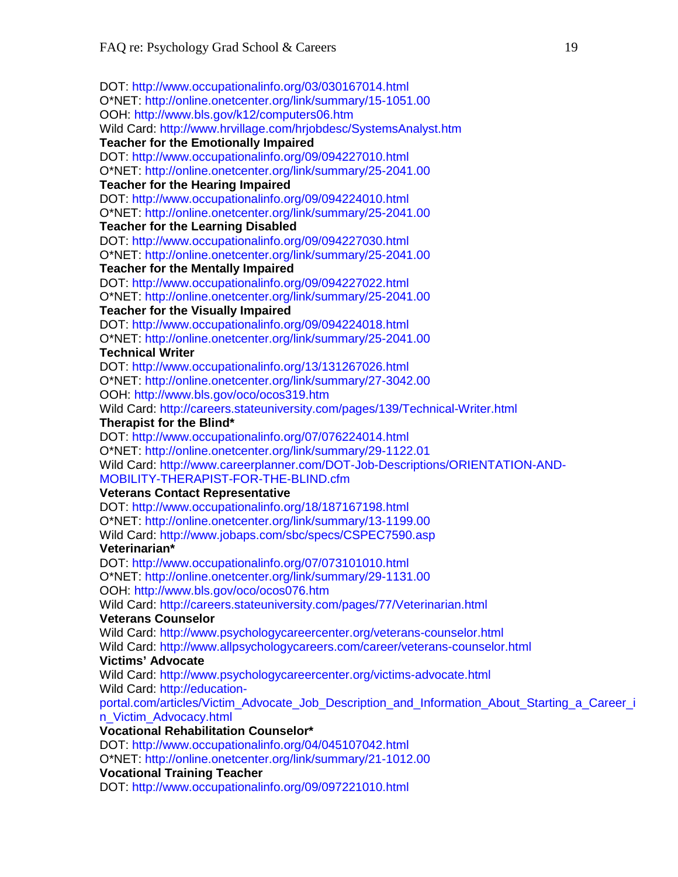DOT: http://www.occupationalinfo.org/03/030167014.html
O*NET: http://online.onetcenter.org/link/summary/15-1051.00
OOH: http://www.bls.gov/k12/computers06.htm
Wild Card: http://www.hrvillage.com/hrjobdesc/SystemsAnalyst.htm

**Teacher for the Emotionally Impaired**
DOT: http://www.occupationalinfo.org/09/094227010.html
O*NET: http://online.onetcenter.org/link/summary/25-2041.00

**Teacher for the Hearing Impaired**
DOT: http://www.occupationalinfo.org/09/094224010.html
O*NET: http://online.onetcenter.org/link/summary/25-2041.00

**Teacher for the Learning Disabled**
DOT: http://www.occupationalinfo.org/09/094227030.html
O*NET: http://online.onetcenter.org/link/summary/25-2041.00

**Teacher for the Mentally Impaired**
DOT: http://www.occupationalinfo.org/09/094227022.html
O*NET: http://online.onetcenter.org/link/summary/25-2041.00

**Teacher for the Visually Impaired**
DOT: http://www.occupationalinfo.org/09/094224018.html
O*NET: http://online.onetcenter.org/link/summary/25-2041.00

**Technical Writer**
DOT: http://www.occupationalinfo.org/13/131267026.html
O*NET: http://online.onetcenter.org/link/summary/27-3042.00
OOH: http://www.bls.gov/oco/ocos319.htm
Wild Card: http://careers.stateuniversity.com/pages/139/Technical-Writer.html

**Therapist for the Blind***
DOT: http://www.occupationalinfo.org/07/076224014.html
O*NET: http://online.onetcenter.org/link/summary/29-1122.01
Wild Card: http://www.careerplanner.com/DOT-Job-Descriptions/ORIENTATION-AND-MOBILITY-THERAPIST-FOR-THE-BLIND.cfm

**Veterans Contact Representative**
DOT: http://www.occupationalinfo.org/18/187167198.html
O*NET: http://online.onetcenter.org/link/summary/13-1199.00
Wild Card: http://www.jobaps.com/sbc/specs/CSPEC7590.asp

**Veterinarian***
DOT: http://www.occupationalinfo.org/07/073101010.html
O*NET: http://online.onetcenter.org/link/summary/29-1131.00
OOH: http://www.bls.gov/oco/ocos076.htm
Wild Card: http://careers.stateuniversity.com/pages/77/Veterinarian.html

**Veterans Counselor**
Wild Card: http://www.psychologycareercenter.org/veterans-counselor.html
Wild Card: http://www.allpsychologycareers.com/career/veterans-counselor.html

**Victims' Advocate**
Wild Card: http://www.psychologycareercenter.org/victims-advocate.html
Wild Card: http://education-portal.com/articles/Victim_Advocate_Job_Description_and_Information_About_Starting_a_Career_in_Victim_Advocacy.html

**Vocational Rehabilitation Counselor***
DOT: http://www.occupationalinfo.org/04/045107042.html
O*NET: http://online.onetcenter.org/link/summary/21-1012.00

**Vocational Training Teacher**
DOT: http://www.occupationalinfo.org/09/097221010.html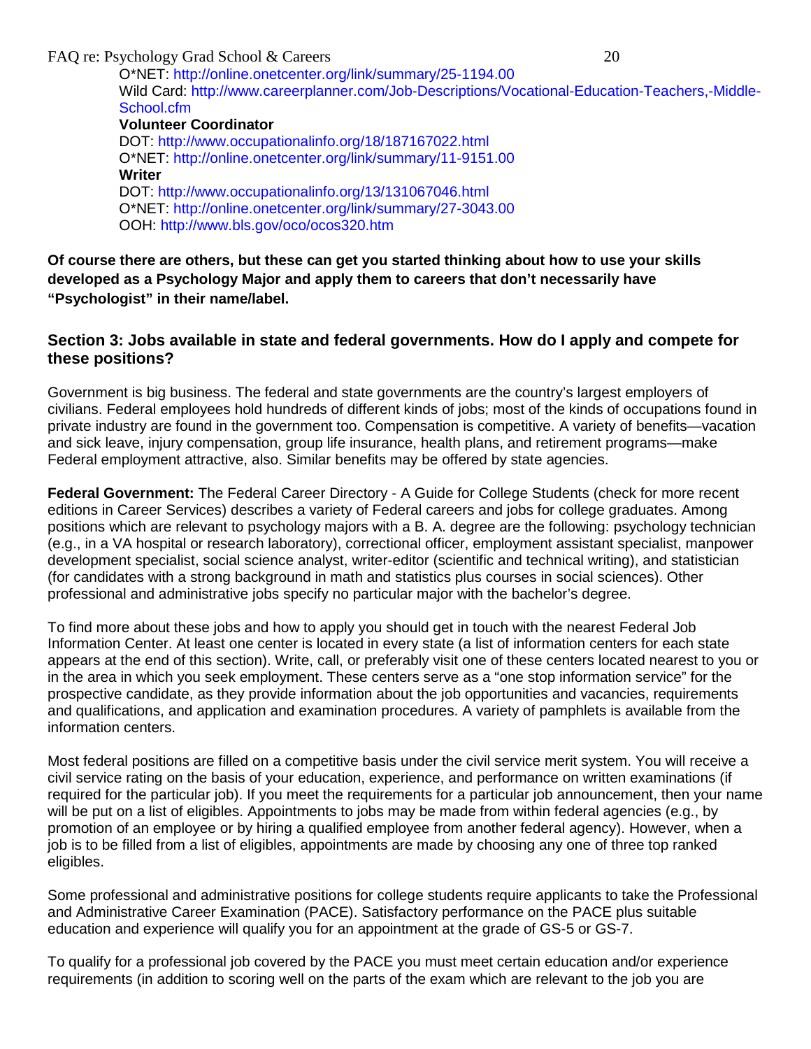O*NET: http://online.onetcenter.org/link/summary/25-1194.00
Wild Card: http://www.careerplanner.com/Job-Descriptions/Vocational-Education-Teachers,-Middle-School.cfm

**Volunteer Coordinator**
DOT: http://www.occupationalinfo.org/18/187167022.html
O*NET: http://online.onetcenter.org/link/summary/11-9151.00

**Writer**
DOT: http://www.occupationalinfo.org/13/131067046.html
O*NET: http://online.onetcenter.org/link/summary/27-3043.00
OOH: http://www.bls.gov/oco/ocos320.htm

**Of course there are others, but these can get you started thinking about how to use your skills developed as a Psychology Major and apply them to careers that don't necessarily have "Psychologist" in their name/label.**

## Section 3: Jobs available in state and federal governments. How do I apply and compete for these positions?

Government is big business. The federal and state governments are the country's largest employers of civilians. Federal employees hold hundreds of different kinds of jobs; most of the kinds of occupations found in private industry are found in the government too. Compensation is competitive. A variety of benefits—vacation and sick leave, injury compensation, group life insurance, health plans, and retirement programs—make Federal employment attractive, also. Similar benefits may be offered by state agencies.

**Federal Government:** The Federal Career Directory - A Guide for College Students (check for more recent editions in Career Services) describes a variety of Federal careers and jobs for college graduates. Among positions which are relevant to psychology majors with a B. A. degree are the following: psychology technician (e.g., in a VA hospital or research laboratory), correctional officer, employment assistant specialist, manpower development specialist, social science analyst, writer-editor (scientific and technical writing), and statistician (for candidates with a strong background in math and statistics plus courses in social sciences). Other professional and administrative jobs specify no particular major with the bachelor's degree.

To find more about these jobs and how to apply you should get in touch with the nearest Federal Job Information Center. At least one center is located in every state (a list of information centers for each state appears at the end of this section). Write, call, or preferably visit one of these centers located nearest to you or in the area in which you seek employment. These centers serve as a "one stop information service" for the prospective candidate, as they provide information about the job opportunities and vacancies, requirements and qualifications, and application and examination procedures. A variety of pamphlets is available from the information centers.

Most federal positions are filled on a competitive basis under the civil service merit system. You will receive a civil service rating on the basis of your education, experience, and performance on written examinations (if required for the particular job). If you meet the requirements for a particular job announcement, then your name will be put on a list of eligibles. Appointments to jobs may be made from within federal agencies (e.g., by promotion of an employee or by hiring a qualified employee from another federal agency). However, when a job is to be filled from a list of eligibles, appointments are made by choosing any one of three top ranked eligibles.

Some professional and administrative positions for college students require applicants to take the Professional and Administrative Career Examination (PACE). Satisfactory performance on the PACE plus suitable education and experience will qualify you for an appointment at the grade of GS-5 or GS-7.

To qualify for a professional job covered by the PACE you must meet certain education and/or experience requirements (in addition to scoring well on the parts of the exam which are relevant to the job you are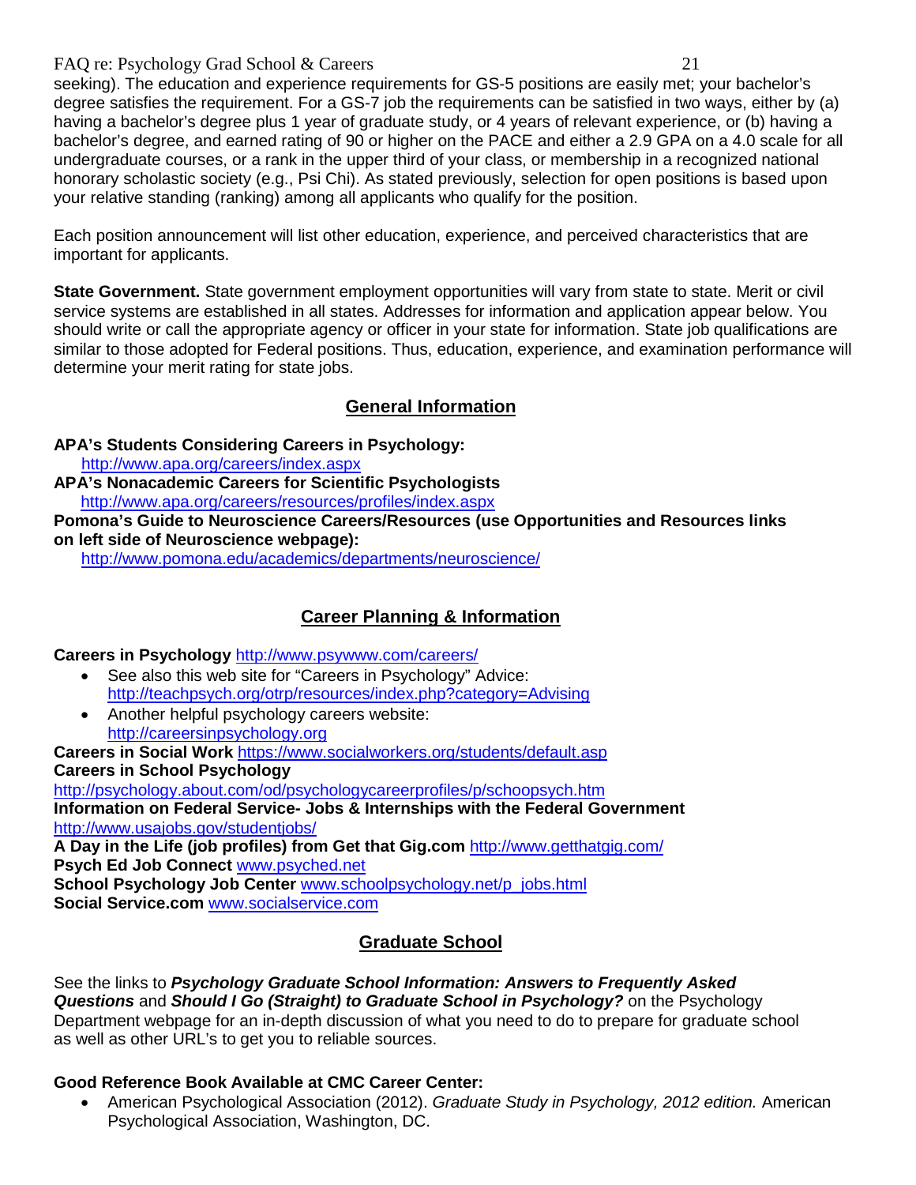seeking). The education and experience requirements for GS-5 positions are easily met; your bachelor's degree satisfies the requirement. For a GS-7 job the requirements can be satisfied in two ways, either by (a) having a bachelor's degree plus 1 year of graduate study, or 4 years of relevant experience, or (b) having a bachelor's degree, and earned rating of 90 or higher on the PACE and either a 2.9 GPA on a 4.0 scale for all undergraduate courses, or a rank in the upper third of your class, or membership in a recognized national honorary scholastic society (e.g., Psi Chi). As stated previously, selection for open positions is based upon your relative standing (ranking) among all applicants who qualify for the position.

Each position announcement will list other education, experience, and perceived characteristics that are important for applicants.

**State Government.** State government employment opportunities will vary from state to state. Merit or civil service systems are established in all states. Addresses for information and application appear below. You should write or call the appropriate agency or officer in your state for information. State job qualifications are similar to those adopted for Federal positions. Thus, education, experience, and examination performance will determine your merit rating for state jobs.

## General Information

**APA's Students Considering Careers in Psychology:**
http://www.apa.org/careers/index.aspx

**APA's Nonacademic Careers for Scientific Psychologists**
http://www.apa.org/careers/resources/profiles/index.aspx

**Pomona's Guide to Neuroscience Careers/Resources (use Opportunities and Resources links on left side of Neuroscience webpage):**
http://www.pomona.edu/academics/departments/neuroscience/

## Career Planning & Information

**Careers in Psychology** http://www.psywww.com/careers/

- See also this web site for "Careers in Psychology" Advice: http://teachpsych.org/otrp/resources/index.php?category=Advising
- Another helpful psychology careers website: http://careersinpsychology.org

**Careers in Social Work** https://www.socialworkers.org/students/default.asp

**Careers in School Psychology**
http://psychology.about.com/od/psychologycareerprofiles/p/schoopsych.htm

**Information on Federal Service- Jobs & Internships with the Federal Government**
http://www.usajobs.gov/studentjobs/

**A Day in the Life (job profiles) from Get that Gig.com** http://www.getthatgig.com/

**Psych Ed Job Connect** www.psyched.net

**School Psychology Job Center** www.schoolpsychology.net/p_jobs.html

**Social Service.com** www.socialservice.com

## Graduate School

See the links to ***Psychology Graduate School Information: Answers to Frequently Asked Questions*** and ***Should I Go (Straight) to Graduate School in Psychology?*** on the Psychology Department webpage for an in-depth discussion of what you need to do to prepare for graduate school as well as other URL's to get you to reliable sources.

**Good Reference Book Available at CMC Career Center:**

- American Psychological Association (2012). *Graduate Study in Psychology, 2012 edition.* American Psychological Association, Washington, DC.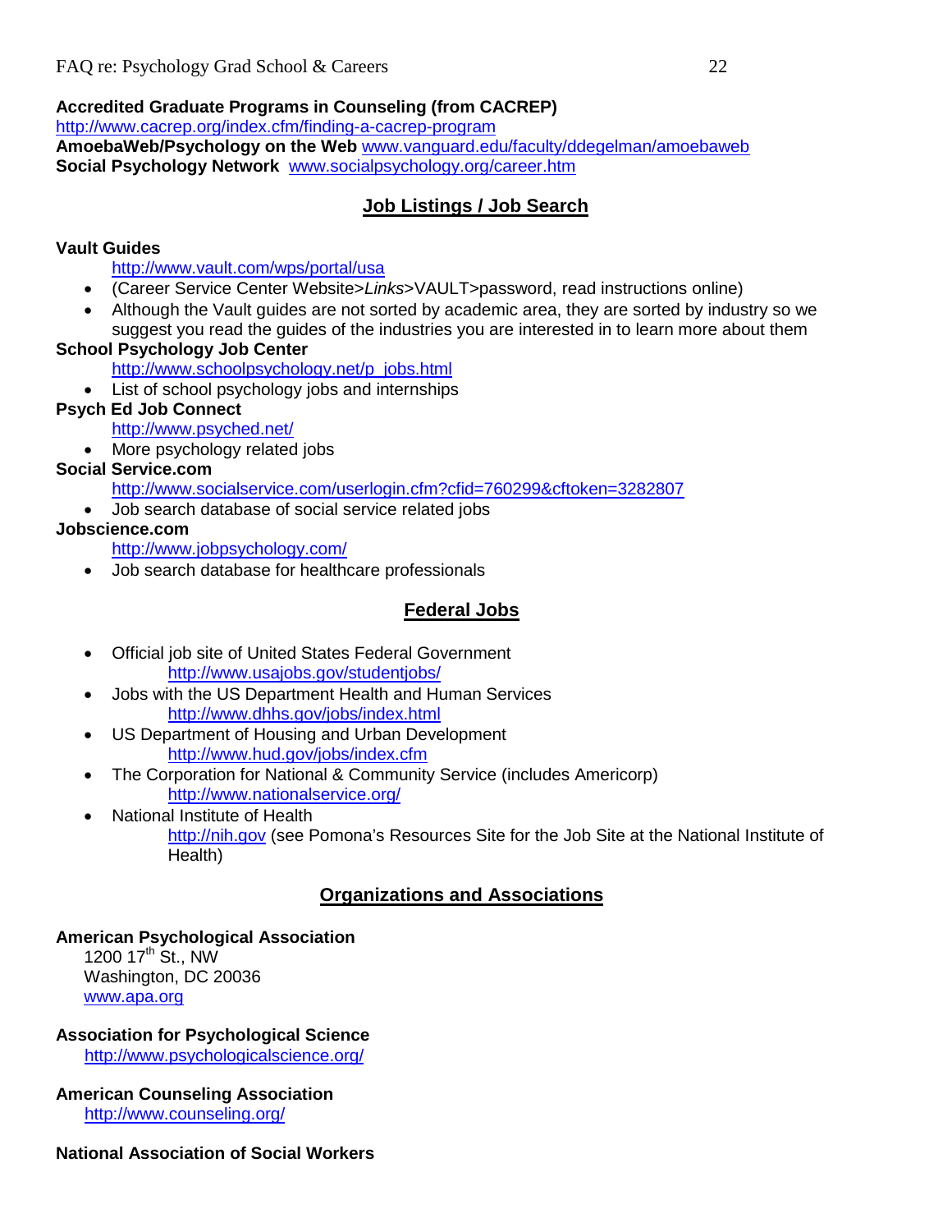**Accredited Graduate Programs in Counseling (from CACREP)**
http://www.cacrep.org/index.cfm/finding-a-cacrep-program
**AmoebaWeb/Psychology on the Web** www.vanguard.edu/faculty/ddegelman/amoebaweb
**Social Psychology Network** www.socialpsychology.org/career.htm

## Job Listings / Job Search

**Vault Guides**
http://www.vault.com/wps/portal/usa

- (Career Service Center Website>*Links*>VAULT>password, read instructions online)
- Although the Vault guides are not sorted by academic area, they are sorted by industry so we suggest you read the guides of the industries you are interested in to learn more about them

**School Psychology Job Center**
http://www.schoolpsychology.net/p_jobs.html

- List of school psychology jobs and internships

**Psych Ed Job Connect**
http://www.psyched.net/

- More psychology related jobs

**Social Service.com**
http://www.socialservice.com/userlogin.cfm?cfid=760299&cftoken=3282807

- Job search database of social service related jobs

**Jobscience.com**
http://www.jobpsychology.com/

- Job search database for healthcare professionals

## Federal Jobs

- Official job site of United States Federal Government
  http://www.usajobs.gov/studentjobs/
- Jobs with the US Department Health and Human Services
  http://www.dhhs.gov/jobs/index.html
- US Department of Housing and Urban Development
  http://www.hud.gov/jobs/index.cfm
- The Corporation for National & Community Service (includes Americorp)
  http://www.nationalservice.org/
- National Institute of Health
  http://nih.gov (see Pomona's Resources Site for the Job Site at the National Institute of Health)

## Organizations and Associations

**American Psychological Association**
1200 17th St., NW
Washington, DC 20036
www.apa.org

**Association for Psychological Science**
http://www.psychologicalscience.org/

**American Counseling Association**
http://www.counseling.org/

**National Association of Social Workers**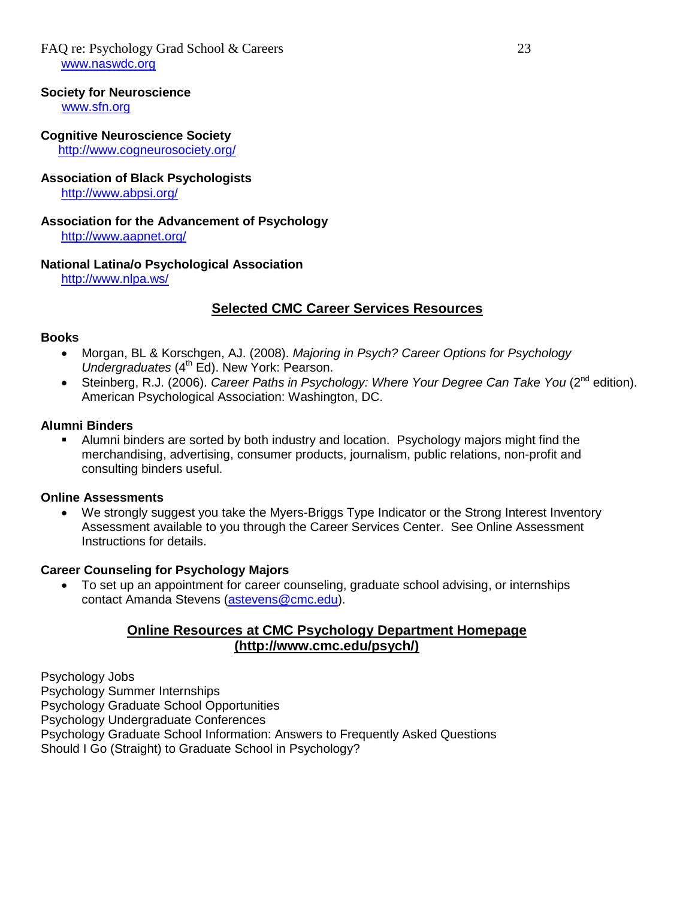www.naswdc.org

**Society for Neuroscience**
www.sfn.org

**Cognitive Neuroscience Society**
http://www.cogneurosociety.org/

**Association of Black Psychologists**
http://www.abpsi.org/

**Association for the Advancement of Psychology**
http://www.aapnet.org/

**National Latina/o Psychological Association**
http://www.nlpa.ws/

## Selected CMC Career Services Resources

**Books**

- Morgan, BL & Korschgen, AJ. (2008). *Majoring in Psych? Career Options for Psychology Undergraduates* (4th Ed). New York: Pearson.
- Steinberg, R.J. (2006). *Career Paths in Psychology: Where Your Degree Can Take You* (2nd edition). American Psychological Association: Washington, DC.

**Alumni Binders**

- Alumni binders are sorted by both industry and location. Psychology majors might find the merchandising, advertising, consumer products, journalism, public relations, non-profit and consulting binders useful.

**Online Assessments**

- We strongly suggest you take the Myers-Briggs Type Indicator or the Strong Interest Inventory Assessment available to you through the Career Services Center. See Online Assessment Instructions for details.

**Career Counseling for Psychology Majors**

- To set up an appointment for career counseling, graduate school advising, or internships contact Amanda Stevens (astevens@cmc.edu).

## Online Resources at CMC Psychology Department Homepage (http://www.cmc.edu/psych/)

Psychology Jobs
Psychology Summer Internships
Psychology Graduate School Opportunities
Psychology Undergraduate Conferences
Psychology Graduate School Information: Answers to Frequently Asked Questions
Should I Go (Straight) to Graduate School in Psychology?